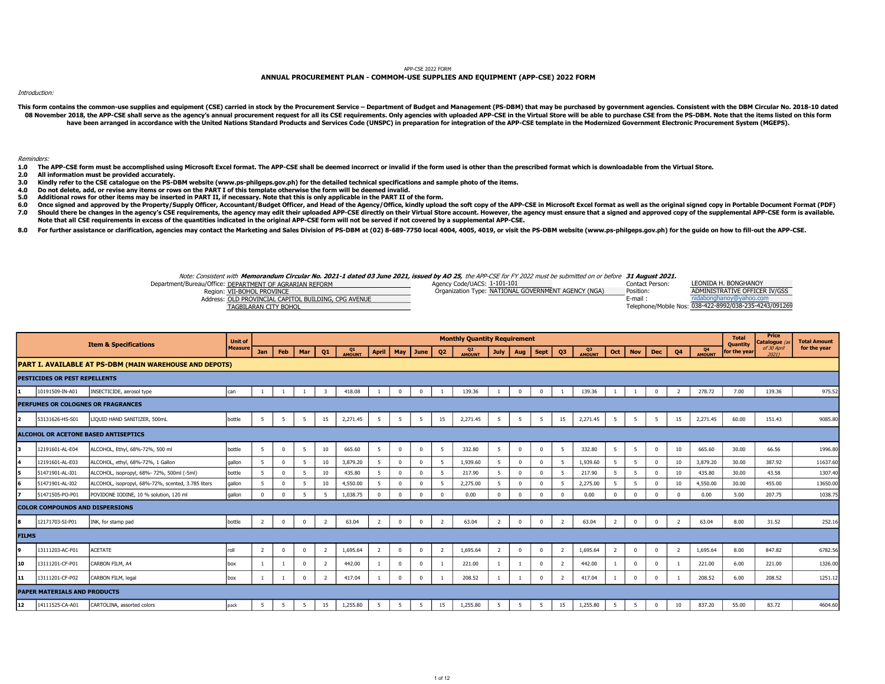APP-CSE 2022 FORM

# ANNUAL PROCUREMENT PLAN - COMMOM-USE SUPPLIES AND EQUIPMENT (APP-CSE) 2022 FORM

*Introduction:*

**This form contains the common-use supplies and equipment (CSE) carried in stock by the Procurement Service – Department of Budget and Management (PS-DBM) that may be purchased by government agencies. Consistent with the DBM Circular No. 2018-10 dated 08 November 2018, the APP-CSE shall serve as the agency's annual procurement request for all its CSE requirements. Only agencies with uploaded APP-CSE in the Virtual Store will be able to purchase CSE from the PS-DBM. Note that the items listed on this form have been arranged in accordance with the United Nations Standard Products and Services Code (UNSPC) in preparation for integration of the APP-CSE template in the Modernized Government Electronic Procurement System (MGEPS).**

*Reminders:*

**1.0 The APP-CSE form must be accomplished using Microsoft Excel format. The APP-CSE shall be deemed incorrect or invalid if the form used is other than the prescribed format which is downloadable from the Virtual Store.**
**2.0 All information must be provided accurately.**
**3.0 Kindly refer to the CSE catalogue on the PS-DBM website (www.ps-philgeps.gov.ph) for the detailed technical specifications and sample photo of the items.**
**4.0 Do not delete, add, or revise any items or rows on the PART I of this template otherwise the form will be deemed invalid.**
**5.0 Additional rows for other items may be inserted in PART II, if necessary. Note that this is only applicable in the PART II of the form.**
**6.0 Once signed and approved by the Property/Supply Officer, Accountant/Budget Officer, and Head of the Agency/Office, kindly upload the soft copy of the APP-CSE in Microsoft Excel format as well as the original signed copy in Portable Document Format (PDF)**
**7.0 Should there be changes in the agency's CSE requirements, the agency may edit their uploaded APP-CSE directly on their Virtual Store account. However, the agency must ensure that a signed and approved copy of the supplemental APP-CSE form is available. Note that all CSE requirements in excess of the quantities indicated in the original APP-CSE form will not be served if not covered by a supplemental APP-CSE.**

**8.0 For further assistance or clarification, agencies may contact the Marketing and Sales Division of PS-DBM at (02) 8-689-7750 local 4004, 4005, 4019, or visit the PS-DBM website (www.ps-philgeps.gov.ph) for the guide on how to fill-out the APP-CSE.**

*Note: Consistent with **Memorandum Circular No. 2021-1 dated 03 June 2021, issued by AO 25,** the APP-CSE for FY 2022 must be submitted on or before **31 August 2021.***

Department/Bureau/Office: DEPARTMENT OF AGRARIAN REFORM
Region: VII-BOHOL PROVINCE
Address: OLD PROVINCIAL CAPITOL BUILDING, CPG AVENUE TAGBILARAN CITY BOHOL

Agency Code/UACS: 1-101-101
Organization Type: NATIONAL GOVERNMENT AGENCY (NGA)

Contact Person: LEONIDA H. BONGHANOY
Position: ADMINISTRATIVE OFFICER IV/GSS
E-mail : nidabonghanoy@yahoo.com
Telephone/Mobile Nos: 038-422-8992/038-235-4243/091269

| | Item & Specifications | | Unit of Measure | Monthly Quantity Requirement | | | | | | | | | | | | | | | | | | | | Total Quantity for the year | Price Catalogue (as of 30 April 2021) | Total Amount for the year |
|---|---|---|---|---|---|---|---|---|---|---|---|---|---|---|---|---|---|---|---|---|---|---|---|---|---|---|
| | | | | Jan | Feb | Mar | Q1 | Q1 AMOUNT | April | May | June | Q2 | Q2 AMOUNT | July | Aug | Sept | Q3 | Q3 AMOUNT | Oct | Nov | Dec | Q4 | Q4 AMOUNT | | | |
| **PART I. AVAILABLE AT PS-DBM (MAIN WAREHOUSE AND DEPOTS)** | | | | | | | | | | | | | | | | | | | | | | | | | | |
| **PESTICIDES OR PEST REPELLENTS** | | | | | | | | | | | | | | | | | | | | | | | | | | |
| 1 | 10191509-IN-A01 | INSECTICIDE, aerosol type | can | 1 | 1 | 1 | 3 | 418.08 | 1 | 0 | 0 | 1 | 139.36 | 1 | 0 | 0 | 1 | 139.36 | 1 | 1 | 0 | 2 | 278.72 | 7.00 | 139.36 | 975.52 |
| **PERFUMES OR COLOGNES OR FRAGRANCES** | | | | | | | | | | | | | | | | | | | | | | | | | | |
| 2 | 53131626-HS-S01 | LIQUID HAND SANITIZER, 500mL | bottle | 5 | 5 | 5 | 15 | 2,271.45 | 5 | 5 | 5 | 15 | 2,271.45 | 5 | 5 | 5 | 15 | 2,271.45 | 5 | 5 | 5 | 15 | 2,271.45 | 60.00 | 151.43 | 9085.80 |
| **ALCOHOL OR ACETONE BASED ANTISEPTICS** | | | | | | | | | | | | | | | | | | | | | | | | | | |
| 3 | 12191601-AL-E04 | ALCOHOL, Ethyl, 68%-72%, 500 ml | bottle | 5 | 0 | 5 | 10 | 665.60 | 5 | 0 | 0 | 5 | 332.80 | 5 | 0 | 0 | 5 | 332.80 | 5 | 5 | 0 | 10 | 665.60 | 30.00 | 66.56 | 1996.80 |
| 4 | 12191601-AL-E03 | ALCOHOL, ethyl, 68%-72%, 1 Gallon | gallon | 5 | 0 | 5 | 10 | 3,879.20 | 5 | 0 | 0 | 5 | 1,939.60 | 5 | 0 | 0 | 5 | 1,939.60 | 5 | 5 | 0 | 10 | 3,879.20 | 30.00 | 387.92 | 11637.60 |
| 5 | 51471901-AL-I01 | ALCOHOL, isopropyl, 68%- 72%, 500ml (-5ml) | bottle | 5 | 0 | 5 | 10 | 435.80 | 5 | 0 | 0 | 5 | 217.90 | 5 | 0 | 0 | 5 | 217.90 | 5 | 5 | 0 | 10 | 435.80 | 30.00 | 43.58 | 1307.40 |
| 6 | 51471901-AL-I02 | ALCOHOL, isopropyl, 68%-72%, scented, 3.785 liters | gallon | 5 | 0 | 5 | 10 | 4,550.00 | 5 | 0 | 0 | 5 | 2,275.00 | 5 | 0 | 0 | 5 | 2,275.00 | 5 | 5 | 0 | 10 | 4,550.00 | 30.00 | 455.00 | 13650.00 |
| 7 | 51471505-PO-P01 | POVIDONE IODINE, 10 % solution, 120 ml | gallon | 0 | 0 | 5 | 5 | 1,038.75 | 0 | 0 | 0 | 0 | 0.00 | 0 | 0 | 0 | 0 | 0.00 | 0 | 0 | 0 | 0 | 0.00 | 5.00 | 207.75 | 1038.75 |
| **COLOR COMPOUNDS AND DISPERSIONS** | | | | | | | | | | | | | | | | | | | | | | | | | | |
| 8 | 12171703-SI-P01 | INK, for stamp pad | bottle | 2 | 0 | 0 | 2 | 63.04 | 2 | 0 | 0 | 2 | 63.04 | 2 | 0 | 0 | 2 | 63.04 | 2 | 0 | 0 | 2 | 63.04 | 8.00 | 31.52 | 252.16 |
| **FILMS** | | | | | | | | | | | | | | | | | | | | | | | | | | |
| 9 | 13111203-AC-F01 | ACETATE | roll | 2 | 0 | 0 | 2 | 1,695.64 | 2 | 0 | 0 | 2 | 1,695.64 | 2 | 0 | 0 | 2 | 1,695.64 | 2 | 0 | 0 | 2 | 1,695.64 | 8.00 | 847.82 | 6782.56 |
| 10 | 13111201-CF-P01 | CARBON FILM, A4 | box | 1 | 1 | 0 | 2 | 442.00 | 1 | 0 | 0 | 1 | 221.00 | 1 | 1 | 0 | 2 | 442.00 | 1 | 0 | 0 | 1 | 221.00 | 6.00 | 221.00 | 1326.00 |
| 11 | 13111201-CF-P02 | CARBON FILM, legal | box | 1 | 1 | 0 | 2 | 417.04 | 1 | 0 | 0 | 1 | 208.52 | 1 | 1 | 0 | 2 | 417.04 | 1 | 0 | 0 | 1 | 208.52 | 6.00 | 208.52 | 1251.12 |
| **PAPER MATERIALS AND PRODUCTS** | | | | | | | | | | | | | | | | | | | | | | | | | | |
| 12 | 14111525-CA-A01 | CARTOLINA, assorted colors | pack | 5 | 5 | 5 | 15 | 1,255.80 | 5 | 5 | 5 | 15 | 1,255.80 | 5 | 5 | 5 | 15 | 1,255.80 | 5 | 5 | 0 | 10 | 837.20 | 55.00 | 83.72 | 4604.60 |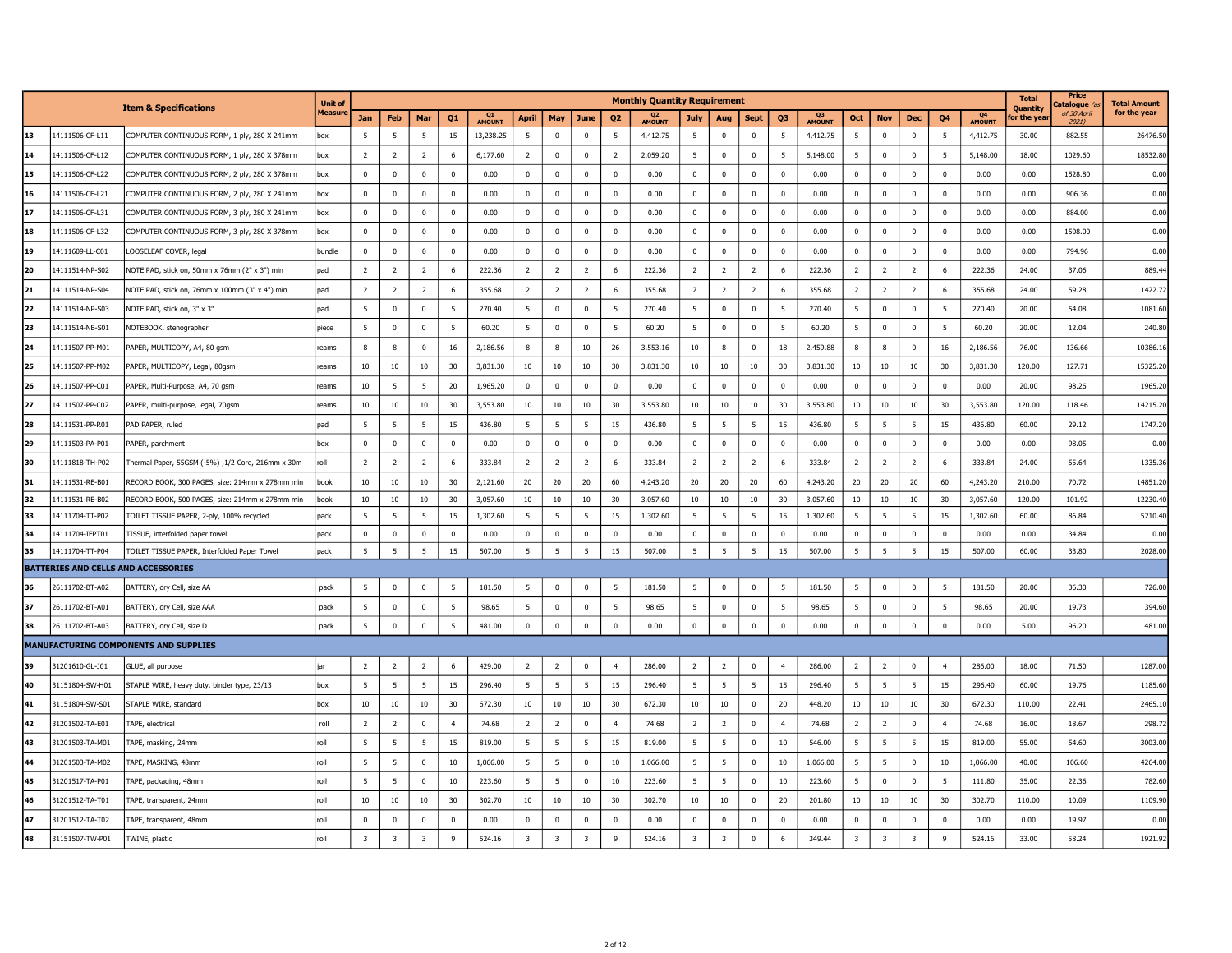| | Item & Specifications | | Unit of Measure | Monthly Quantity Requirement | | | | | | | | | | | | | | | | | | | | Total Quantity for the year | Price Catalogue (as of 30 April 2021) | Total Amount for the year |
|---|---|---|---|---|---|---|---|---|---|---|---|---|---|---|---|---|---|---|---|---|---|---|---|---|---|---|
| | | | | Jan | Feb | Mar | Q1 | Q1 AMOUNT | April | May | June | Q2 | Q2 AMOUNT | July | Aug | Sept | Q3 | Q3 AMOUNT | Oct | Nov | Dec | Q4 | Q4 AMOUNT | | | |
| 13 | 14111506-CF-L11 | COMPUTER CONTINUOUS FORM, 1 ply, 280 X 241mm | box | 5 | 5 | 5 | 15 | 13,238.25 | 5 | 0 | 0 | 5 | 4,412.75 | 5 | 0 | 0 | 5 | 4,412.75 | 5 | 0 | 0 | 5 | 4,412.75 | 30.00 | 882.55 | 26476.50 |
| 14 | 14111506-CF-L12 | COMPUTER CONTINUOUS FORM, 1 ply, 280 X 378mm | box | 2 | 2 | 2 | 6 | 6,177.60 | 2 | 0 | 0 | 2 | 2,059.20 | 5 | 0 | 0 | 5 | 5,148.00 | 5 | 0 | 0 | 5 | 5,148.00 | 18.00 | 1029.60 | 18532.80 |
| 15 | 14111506-CF-L22 | COMPUTER CONTINUOUS FORM, 2 ply, 280 X 378mm | box | 0 | 0 | 0 | 0 | 0.00 | 0 | 0 | 0 | 0 | 0.00 | 0 | 0 | 0 | 0 | 0.00 | 0 | 0 | 0 | 0 | 0.00 | 0.00 | 1528.80 | 0.00 |
| 16 | 14111506-CF-L21 | COMPUTER CONTINUOUS FORM, 2 ply, 280 X 241mm | box | 0 | 0 | 0 | 0 | 0.00 | 0 | 0 | 0 | 0 | 0.00 | 0 | 0 | 0 | 0 | 0.00 | 0 | 0 | 0 | 0 | 0.00 | 0.00 | 906.36 | 0.00 |
| 17 | 14111506-CF-L31 | COMPUTER CONTINUOUS FORM, 3 ply, 280 X 241mm | box | 0 | 0 | 0 | 0 | 0.00 | 0 | 0 | 0 | 0 | 0.00 | 0 | 0 | 0 | 0 | 0.00 | 0 | 0 | 0 | 0 | 0.00 | 0.00 | 884.00 | 0.00 |
| 18 | 14111506-CF-L32 | COMPUTER CONTINUOUS FORM, 3 ply, 280 X 378mm | box | 0 | 0 | 0 | 0 | 0.00 | 0 | 0 | 0 | 0 | 0.00 | 0 | 0 | 0 | 0 | 0.00 | 0 | 0 | 0 | 0 | 0.00 | 0.00 | 1508.00 | 0.00 |
| 19 | 14111609-LL-C01 | LOOSELEAF COVER, legal | bundle | 0 | 0 | 0 | 0 | 0.00 | 0 | 0 | 0 | 0 | 0.00 | 0 | 0 | 0 | 0 | 0.00 | 0 | 0 | 0 | 0 | 0.00 | 0.00 | 794.96 | 0.00 |
| 20 | 14111514-NP-S02 | NOTE PAD, stick on, 50mm x 76mm (2" x 3") min | pad | 2 | 2 | 2 | 6 | 222.36 | 2 | 2 | 2 | 6 | 222.36 | 2 | 2 | 2 | 6 | 222.36 | 2 | 2 | 2 | 6 | 222.36 | 24.00 | 37.06 | 889.44 |
| 21 | 14111514-NP-S04 | NOTE PAD, stick on, 76mm x 100mm (3" x 4") min | pad | 2 | 2 | 2 | 6 | 355.68 | 2 | 2 | 2 | 6 | 355.68 | 2 | 2 | 2 | 6 | 355.68 | 2 | 2 | 2 | 6 | 355.68 | 24.00 | 59.28 | 1422.72 |
| 22 | 14111514-NP-S03 | NOTE PAD, stick on, 3" x 3" | pad | 5 | 0 | 0 | 5 | 270.40 | 5 | 0 | 0 | 5 | 270.40 | 5 | 0 | 0 | 5 | 270.40 | 5 | 0 | 0 | 5 | 270.40 | 20.00 | 54.08 | 1081.60 |
| 23 | 14111514-NB-S01 | NOTEBOOK, stenographer | piece | 5 | 0 | 0 | 5 | 60.20 | 5 | 0 | 0 | 5 | 60.20 | 5 | 0 | 0 | 5 | 60.20 | 5 | 0 | 0 | 5 | 60.20 | 20.00 | 12.04 | 240.80 |
| 24 | 14111507-PP-M01 | PAPER, MULTICOPY, A4, 80 gsm | reams | 8 | 8 | 0 | 16 | 2,186.56 | 8 | 8 | 10 | 26 | 3,553.16 | 10 | 8 | 0 | 18 | 2,459.88 | 8 | 8 | 0 | 16 | 2,186.56 | 76.00 | 136.66 | 10386.16 |
| 25 | 14111507-PP-M02 | PAPER, MULTICOPY, Legal, 80gsm | reams | 10 | 10 | 10 | 30 | 3,831.30 | 10 | 10 | 10 | 30 | 3,831.30 | 10 | 10 | 10 | 30 | 3,831.30 | 10 | 10 | 10 | 30 | 3,831.30 | 120.00 | 127.71 | 15325.20 |
| 26 | 14111507-PP-C01 | PAPER, Multi-Purpose, A4, 70 gsm | reams | 10 | 5 | 5 | 20 | 1,965.20 | 0 | 0 | 0 | 0 | 0.00 | 0 | 0 | 0 | 0 | 0.00 | 0 | 0 | 0 | 0 | 0.00 | 20.00 | 98.26 | 1965.20 |
| 27 | 14111507-PP-C02 | PAPER, multi-purpose, legal, 70gsm | reams | 10 | 10 | 10 | 30 | 3,553.80 | 10 | 10 | 10 | 30 | 3,553.80 | 10 | 10 | 10 | 30 | 3,553.80 | 10 | 10 | 10 | 30 | 3,553.80 | 120.00 | 118.46 | 14215.20 |
| 28 | 14111531-PP-R01 | PAD PAPER, ruled | pad | 5 | 5 | 5 | 15 | 436.80 | 5 | 5 | 5 | 15 | 436.80 | 5 | 5 | 5 | 15 | 436.80 | 5 | 5 | 5 | 15 | 436.80 | 60.00 | 29.12 | 1747.20 |
| 29 | 14111503-PA-P01 | PAPER, parchment | box | 0 | 0 | 0 | 0 | 0.00 | 0 | 0 | 0 | 0 | 0.00 | 0 | 0 | 0 | 0 | 0.00 | 0 | 0 | 0 | 0 | 0.00 | 0.00 | 98.05 | 0.00 |
| 30 | 14111818-TH-P02 | Thermal Paper, 55GSM (-5%) ,1/2 Core, 216mm x 30m | roll | 2 | 2 | 2 | 6 | 333.84 | 2 | 2 | 2 | 6 | 333.84 | 2 | 2 | 2 | 6 | 333.84 | 2 | 2 | 2 | 6 | 333.84 | 24.00 | 55.64 | 1335.36 |
| 31 | 14111531-RE-B01 | RECORD BOOK, 300 PAGES, size: 214mm x 278mm min | book | 10 | 10 | 10 | 30 | 2,121.60 | 20 | 20 | 20 | 60 | 4,243.20 | 20 | 20 | 20 | 60 | 4,243.20 | 20 | 20 | 20 | 60 | 4,243.20 | 210.00 | 70.72 | 14851.20 |
| 32 | 14111531-RE-B02 | RECORD BOOK, 500 PAGES, size: 214mm x 278mm min | book | 10 | 10 | 10 | 30 | 3,057.60 | 10 | 10 | 10 | 30 | 3,057.60 | 10 | 10 | 10 | 30 | 3,057.60 | 10 | 10 | 10 | 30 | 3,057.60 | 120.00 | 101.92 | 12230.40 |
| 33 | 14111704-TT-P02 | TOILET TISSUE PAPER, 2-ply, 100% recycled | pack | 5 | 5 | 5 | 15 | 1,302.60 | 5 | 5 | 5 | 15 | 1,302.60 | 5 | 5 | 5 | 15 | 1,302.60 | 5 | 5 | 5 | 15 | 1,302.60 | 60.00 | 86.84 | 5210.40 |
| 34 | 14111704-IFPT01 | TISSUE, interfolded paper towel | pack | 0 | 0 | 0 | 0 | 0.00 | 0 | 0 | 0 | 0 | 0.00 | 0 | 0 | 0 | 0 | 0.00 | 0 | 0 | 0 | 0 | 0.00 | 0.00 | 34.84 | 0.00 |
| 35 | 14111704-TT-P04 | TOILET TISSUE PAPER, Interfolded Paper Towel | pack | 5 | 5 | 5 | 15 | 507.00 | 5 | 5 | 5 | 15 | 507.00 | 5 | 5 | 5 | 15 | 507.00 | 5 | 5 | 5 | 15 | 507.00 | 60.00 | 33.80 | 2028.00 |
| **BATTERIES AND CELLS AND ACCESSORIES** | | | | | | | | | | | | | | | | | | | | | | | | | | |
| 36 | 26111702-BT-A02 | BATTERY, dry Cell, size AA | pack | 5 | 0 | 0 | 5 | 181.50 | 5 | 0 | 0 | 5 | 181.50 | 5 | 0 | 0 | 5 | 181.50 | 5 | 0 | 0 | 5 | 181.50 | 20.00 | 36.30 | 726.00 |
| 37 | 26111702-BT-A01 | BATTERY, dry Cell, size AAA | pack | 5 | 0 | 0 | 5 | 98.65 | 5 | 0 | 0 | 5 | 98.65 | 5 | 0 | 0 | 5 | 98.65 | 5 | 0 | 0 | 5 | 98.65 | 20.00 | 19.73 | 394.60 |
| 38 | 26111702-BT-A03 | BATTERY, dry Cell, size D | pack | 5 | 0 | 0 | 5 | 481.00 | 0 | 0 | 0 | 0 | 0.00 | 0 | 0 | 0 | 0 | 0.00 | 0 | 0 | 0 | 0 | 0.00 | 5.00 | 96.20 | 481.00 |
| **MANUFACTURING COMPONENTS AND SUPPLIES** | | | | | | | | | | | | | | | | | | | | | | | | | | |
| 39 | 31201610-GL-J01 | GLUE, all purpose | jar | 2 | 2 | 2 | 6 | 429.00 | 2 | 2 | 0 | 4 | 286.00 | 2 | 2 | 0 | 4 | 286.00 | 2 | 2 | 0 | 4 | 286.00 | 18.00 | 71.50 | 1287.00 |
| 40 | 31151804-SW-H01 | STAPLE WIRE, heavy duty, binder type, 23/13 | box | 5 | 5 | 5 | 15 | 296.40 | 5 | 5 | 5 | 15 | 296.40 | 5 | 5 | 5 | 15 | 296.40 | 5 | 5 | 5 | 15 | 296.40 | 60.00 | 19.76 | 1185.60 |
| 41 | 31151804-SW-S01 | STAPLE WIRE, standard | box | 10 | 10 | 10 | 30 | 672.30 | 10 | 10 | 10 | 30 | 672.30 | 10 | 10 | 0 | 20 | 448.20 | 10 | 10 | 10 | 30 | 672.30 | 110.00 | 22.41 | 2465.10 |
| 42 | 31201502-TA-E01 | TAPE, electrical | roll | 2 | 2 | 0 | 4 | 74.68 | 2 | 2 | 0 | 4 | 74.68 | 2 | 2 | 0 | 4 | 74.68 | 2 | 2 | 0 | 4 | 74.68 | 16.00 | 18.67 | 298.72 |
| 43 | 31201503-TA-M01 | TAPE, masking, 24mm | roll | 5 | 5 | 5 | 15 | 819.00 | 5 | 5 | 5 | 15 | 819.00 | 5 | 5 | 0 | 10 | 546.00 | 5 | 5 | 5 | 15 | 819.00 | 55.00 | 54.60 | 3003.00 |
| 44 | 31201503-TA-M02 | TAPE, MASKING, 48mm | roll | 5 | 5 | 0 | 10 | 1,066.00 | 5 | 5 | 0 | 10 | 1,066.00 | 5 | 5 | 0 | 10 | 1,066.00 | 5 | 5 | 0 | 10 | 1,066.00 | 40.00 | 106.60 | 4264.00 |
| 45 | 31201517-TA-P01 | TAPE, packaging, 48mm | roll | 5 | 5 | 0 | 10 | 223.60 | 5 | 5 | 0 | 10 | 223.60 | 5 | 5 | 0 | 10 | 223.60 | 5 | 0 | 0 | 5 | 111.80 | 35.00 | 22.36 | 782.60 |
| 46 | 31201512-TA-T01 | TAPE, transparent, 24mm | roll | 10 | 10 | 10 | 30 | 302.70 | 10 | 10 | 10 | 30 | 302.70 | 10 | 10 | 0 | 20 | 201.80 | 10 | 10 | 10 | 30 | 302.70 | 110.00 | 10.09 | 1109.90 |
| 47 | 31201512-TA-T02 | TAPE, transparent, 48mm | roll | 0 | 0 | 0 | 0 | 0.00 | 0 | 0 | 0 | 0 | 0.00 | 0 | 0 | 0 | 0 | 0.00 | 0 | 0 | 0 | 0 | 0.00 | 0.00 | 19.97 | 0.00 |
| 48 | 31151507-TW-P01 | TWINE, plastic | roll | 3 | 3 | 3 | 9 | 524.16 | 3 | 3 | 3 | 9 | 524.16 | 3 | 3 | 0 | 6 | 349.44 | 3 | 3 | 3 | 9 | 524.16 | 33.00 | 58.24 | 1921.92 |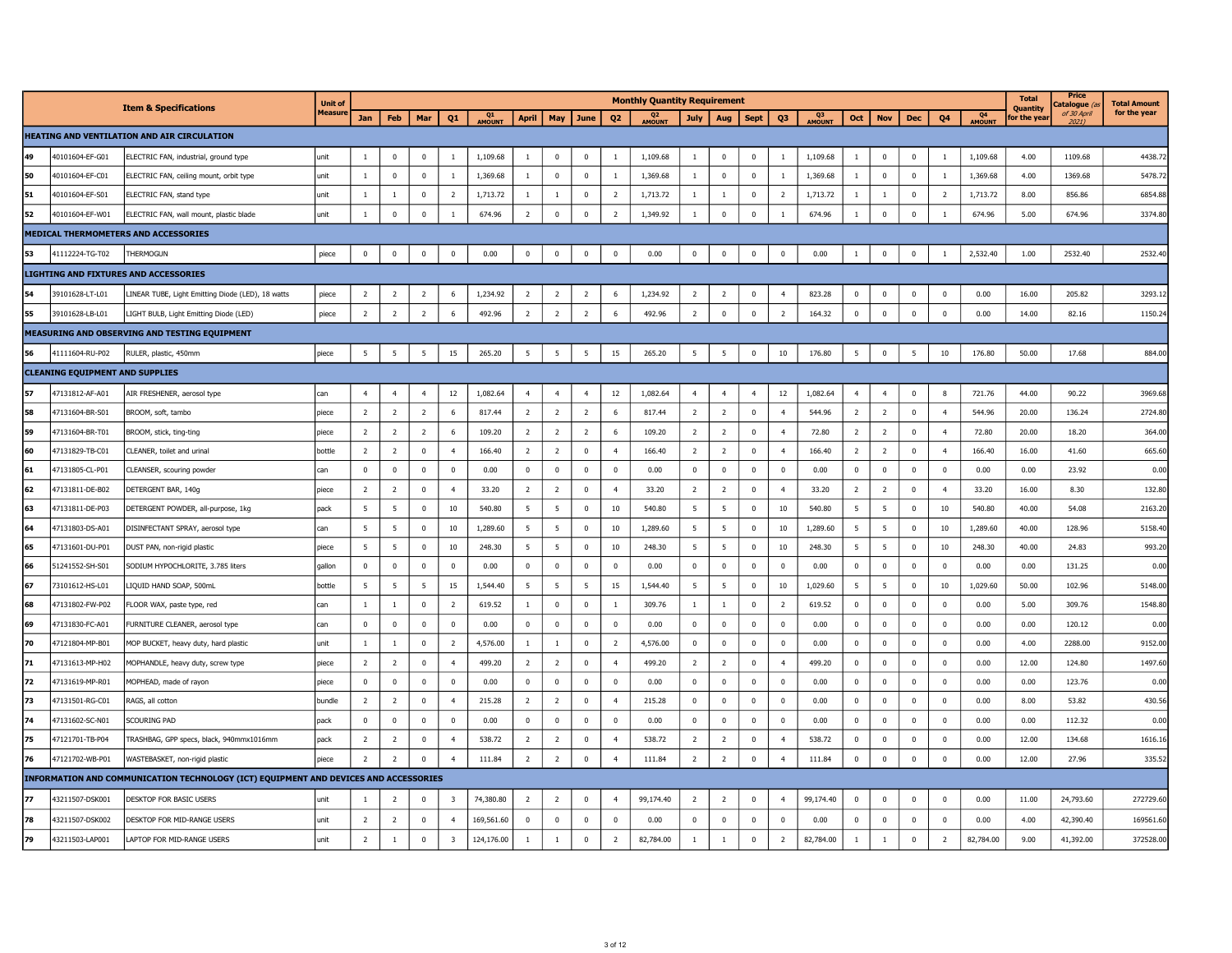| | Item & Specifications | | Unit of Measure | Monthly Quantity Requirement | | | | | | | | | | | | | | | | | | | | Total Quantity for the year | Price Catalogue (as of 30 April 2021) | Total Amount for the year |
|---|---|---|---|---|---|---|---|---|---|---|---|---|---|---|---|---|---|---|---|---|---|---|---|---|---|---|
| | | | | Jan | Feb | Mar | Q1 | Q1 AMOUNT | April | May | June | Q2 | Q2 AMOUNT | July | Aug | Sept | Q3 | Q3 AMOUNT | Oct | Nov | Dec | Q4 | Q4 AMOUNT | | | |
| **HEATING AND VENTILATION AND AIR CIRCULATION** | | | | | | | | | | | | | | | | | | | | | | | | | | |
| 49 | 40101604-EF-G01 | ELECTRIC FAN, industrial, ground type | unit | 1 | 0 | 0 | 1 | 1,109.68 | 1 | 0 | 0 | 1 | 1,109.68 | 1 | 0 | 0 | 1 | 1,109.68 | 1 | 0 | 0 | 1 | 1,109.68 | 4.00 | 1109.68 | 4438.72 |
| 50 | 40101604-EF-C01 | ELECTRIC FAN, ceiling mount, orbit type | unit | 1 | 0 | 0 | 1 | 1,369.68 | 1 | 0 | 0 | 1 | 1,369.68 | 1 | 0 | 0 | 1 | 1,369.68 | 1 | 0 | 0 | 1 | 1,369.68 | 4.00 | 1369.68 | 5478.72 |
| 51 | 40101604-EF-S01 | ELECTRIC FAN, stand type | unit | 1 | 1 | 0 | 2 | 1,713.72 | 1 | 1 | 0 | 2 | 1,713.72 | 1 | 1 | 0 | 2 | 1,713.72 | 1 | 1 | 0 | 2 | 1,713.72 | 8.00 | 856.86 | 6854.88 |
| 52 | 40101604-EF-W01 | ELECTRIC FAN, wall mount, plastic blade | unit | 1 | 0 | 0 | 1 | 674.96 | 2 | 0 | 0 | 2 | 1,349.92 | 1 | 0 | 0 | 1 | 674.96 | 1 | 0 | 0 | 1 | 674.96 | 5.00 | 674.96 | 3374.80 |
| **MEDICAL THERMOMETERS AND ACCESSORIES** | | | | | | | | | | | | | | | | | | | | | | | | | | |
| 53 | 41112224-TG-T02 | THERMOGUN | piece | 0 | 0 | 0 | 0 | 0.00 | 0 | 0 | 0 | 0 | 0.00 | 0 | 0 | 0 | 0 | 0.00 | 1 | 0 | 0 | 1 | 2,532.40 | 1.00 | 2532.40 | 2532.40 |
| **LIGHTING AND FIXTURES AND ACCESSORIES** | | | | | | | | | | | | | | | | | | | | | | | | | | |
| 54 | 39101628-LT-L01 | LINEAR TUBE, Light Emitting Diode (LED), 18 watts | piece | 2 | 2 | 2 | 6 | 1,234.92 | 2 | 2 | 2 | 6 | 1,234.92 | 2 | 2 | 0 | 4 | 823.28 | 0 | 0 | 0 | 0 | 0.00 | 16.00 | 205.82 | 3293.12 |
| 55 | 39101628-LB-L01 | LIGHT BULB, Light Emitting Diode (LED) | piece | 2 | 2 | 2 | 6 | 492.96 | 2 | 2 | 2 | 6 | 492.96 | 2 | 0 | 0 | 2 | 164.32 | 0 | 0 | 0 | 0 | 0.00 | 14.00 | 82.16 | 1150.24 |
| **MEASURING AND OBSERVING AND TESTING EQUIPMENT** | | | | | | | | | | | | | | | | | | | | | | | | | | |
| 56 | 41111604-RU-P02 | RULER, plastic, 450mm | piece | 5 | 5 | 5 | 15 | 265.20 | 5 | 5 | 5 | 15 | 265.20 | 5 | 5 | 0 | 10 | 176.80 | 5 | 0 | 5 | 10 | 176.80 | 50.00 | 17.68 | 884.00 |
| **CLEANING EQUIPMENT AND SUPPLIES** | | | | | | | | | | | | | | | | | | | | | | | | | | |
| 57 | 47131812-AF-A01 | AIR FRESHENER, aerosol type | can | 4 | 4 | 4 | 12 | 1,082.64 | 4 | 4 | 4 | 12 | 1,082.64 | 4 | 4 | 4 | 12 | 1,082.64 | 4 | 4 | 0 | 8 | 721.76 | 44.00 | 90.22 | 3969.68 |
| 58 | 47131604-BR-S01 | BROOM, soft, tambo | piece | 2 | 2 | 2 | 6 | 817.44 | 2 | 2 | 2 | 6 | 817.44 | 2 | 2 | 0 | 4 | 544.96 | 2 | 2 | 0 | 4 | 544.96 | 20.00 | 136.24 | 2724.80 |
| 59 | 47131604-BR-T01 | BROOM, stick, ting-ting | piece | 2 | 2 | 2 | 6 | 109.20 | 2 | 2 | 2 | 6 | 109.20 | 2 | 2 | 0 | 4 | 72.80 | 2 | 2 | 0 | 4 | 72.80 | 20.00 | 18.20 | 364.00 |
| 60 | 47131829-TB-C01 | CLEANER, toilet and urinal | bottle | 2 | 2 | 0 | 4 | 166.40 | 2 | 2 | 0 | 4 | 166.40 | 2 | 2 | 0 | 4 | 166.40 | 2 | 2 | 0 | 4 | 166.40 | 16.00 | 41.60 | 665.60 |
| 61 | 47131805-CL-P01 | CLEANSER, scouring powder | can | 0 | 0 | 0 | 0 | 0.00 | 0 | 0 | 0 | 0 | 0.00 | 0 | 0 | 0 | 0 | 0.00 | 0 | 0 | 0 | 0 | 0.00 | 0.00 | 23.92 | 0.00 |
| 62 | 47131811-DE-B02 | DETERGENT BAR, 140g | piece | 2 | 2 | 0 | 4 | 33.20 | 2 | 2 | 0 | 4 | 33.20 | 2 | 2 | 0 | 4 | 33.20 | 2 | 2 | 0 | 4 | 33.20 | 16.00 | 8.30 | 132.80 |
| 63 | 47131811-DE-P03 | DETERGENT POWDER, all-purpose, 1kg | pack | 5 | 5 | 0 | 10 | 540.80 | 5 | 5 | 0 | 10 | 540.80 | 5 | 5 | 0 | 10 | 540.80 | 5 | 5 | 0 | 10 | 540.80 | 40.00 | 54.08 | 2163.20 |
| 64 | 47131803-DS-A01 | DISINFECTANT SPRAY, aerosol type | can | 5 | 5 | 0 | 10 | 1,289.60 | 5 | 5 | 0 | 10 | 1,289.60 | 5 | 5 | 0 | 10 | 1,289.60 | 5 | 5 | 0 | 10 | 1,289.60 | 40.00 | 128.96 | 5158.40 |
| 65 | 47131601-DU-P01 | DUST PAN, non-rigid plastic | piece | 5 | 5 | 0 | 10 | 248.30 | 5 | 5 | 0 | 10 | 248.30 | 5 | 5 | 0 | 10 | 248.30 | 5 | 5 | 0 | 10 | 248.30 | 40.00 | 24.83 | 993.20 |
| 66 | 51241552-SH-S01 | SODIUM HYPOCHLORITE, 3.785 liters | gallon | 0 | 0 | 0 | 0 | 0.00 | 0 | 0 | 0 | 0 | 0.00 | 0 | 0 | 0 | 0 | 0.00 | 0 | 0 | 0 | 0 | 0.00 | 0.00 | 131.25 | 0.00 |
| 67 | 73101612-HS-L01 | LIQUID HAND SOAP, 500mL | bottle | 5 | 5 | 5 | 15 | 1,544.40 | 5 | 5 | 5 | 15 | 1,544.40 | 5 | 5 | 0 | 10 | 1,029.60 | 5 | 5 | 0 | 10 | 1,029.60 | 50.00 | 102.96 | 5148.00 |
| 68 | 47131802-FW-P02 | FLOOR WAX, paste type, red | can | 1 | 1 | 0 | 2 | 619.52 | 1 | 0 | 0 | 1 | 309.76 | 1 | 1 | 0 | 2 | 619.52 | 0 | 0 | 0 | 0 | 0.00 | 5.00 | 309.76 | 1548.80 |
| 69 | 47131830-FC-A01 | FURNITURE CLEANER, aerosol type | can | 0 | 0 | 0 | 0 | 0.00 | 0 | 0 | 0 | 0 | 0.00 | 0 | 0 | 0 | 0 | 0.00 | 0 | 0 | 0 | 0 | 0.00 | 0.00 | 120.12 | 0.00 |
| 70 | 47121804-MP-B01 | MOP BUCKET, heavy duty, hard plastic | unit | 1 | 1 | 0 | 2 | 4,576.00 | 1 | 1 | 0 | 2 | 4,576.00 | 0 | 0 | 0 | 0 | 0.00 | 0 | 0 | 0 | 0 | 0.00 | 4.00 | 2288.00 | 9152.00 |
| 71 | 47131613-MP-H02 | MOPHANDLE, heavy duty, screw type | piece | 2 | 2 | 0 | 4 | 499.20 | 2 | 2 | 0 | 4 | 499.20 | 2 | 2 | 0 | 4 | 499.20 | 0 | 0 | 0 | 0 | 0.00 | 12.00 | 124.80 | 1497.60 |
| 72 | 47131619-MP-R01 | MOPHEAD, made of rayon | piece | 0 | 0 | 0 | 0 | 0.00 | 0 | 0 | 0 | 0 | 0.00 | 0 | 0 | 0 | 0 | 0.00 | 0 | 0 | 0 | 0 | 0.00 | 0.00 | 123.76 | 0.00 |
| 73 | 47131501-RG-C01 | RAGS, all cotton | bundle | 2 | 2 | 0 | 4 | 215.28 | 2 | 2 | 0 | 4 | 215.28 | 0 | 0 | 0 | 0 | 0.00 | 0 | 0 | 0 | 0 | 0.00 | 8.00 | 53.82 | 430.56 |
| 74 | 47131602-SC-N01 | SCOURING PAD | pack | 0 | 0 | 0 | 0 | 0.00 | 0 | 0 | 0 | 0 | 0.00 | 0 | 0 | 0 | 0 | 0.00 | 0 | 0 | 0 | 0 | 0.00 | 0.00 | 112.32 | 0.00 |
| 75 | 47121701-TB-P04 | TRASHBAG, GPP specs, black, 940mmx1016mm | pack | 2 | 2 | 0 | 4 | 538.72 | 2 | 2 | 0 | 4 | 538.72 | 2 | 2 | 0 | 4 | 538.72 | 0 | 0 | 0 | 0 | 0.00 | 12.00 | 134.68 | 1616.16 |
| 76 | 47121702-WB-P01 | WASTEBASKET, non-rigid plastic | piece | 2 | 2 | 0 | 4 | 111.84 | 2 | 2 | 0 | 4 | 111.84 | 2 | 2 | 0 | 4 | 111.84 | 0 | 0 | 0 | 0 | 0.00 | 12.00 | 27.96 | 335.52 |
| **INFORMATION AND COMMUNICATION TECHNOLOGY (ICT) EQUIPMENT AND DEVICES AND ACCESSORIES** | | | | | | | | | | | | | | | | | | | | | | | | | | |
| 77 | 43211507-DSK001 | DESKTOP FOR BASIC USERS | unit | 1 | 2 | 0 | 3 | 74,380.80 | 2 | 2 | 0 | 4 | 99,174.40 | 2 | 2 | 0 | 4 | 99,174.40 | 0 | 0 | 0 | 0 | 0.00 | 11.00 | 24,793.60 | 272729.60 |
| 78 | 43211507-DSK002 | DESKTOP FOR MID-RANGE USERS | unit | 2 | 2 | 0 | 4 | 169,561.60 | 0 | 0 | 0 | 0 | 0.00 | 0 | 0 | 0 | 0 | 0.00 | 0 | 0 | 0 | 0 | 0.00 | 4.00 | 42,390.40 | 169561.60 |
| 79 | 43211503-LAP001 | LAPTOP FOR MID-RANGE USERS | unit | 2 | 1 | 0 | 3 | 124,176.00 | 1 | 1 | 0 | 2 | 82,784.00 | 1 | 1 | 0 | 2 | 82,784.00 | 1 | 1 | 0 | 2 | 82,784.00 | 9.00 | 41,392.00 | 372528.00 |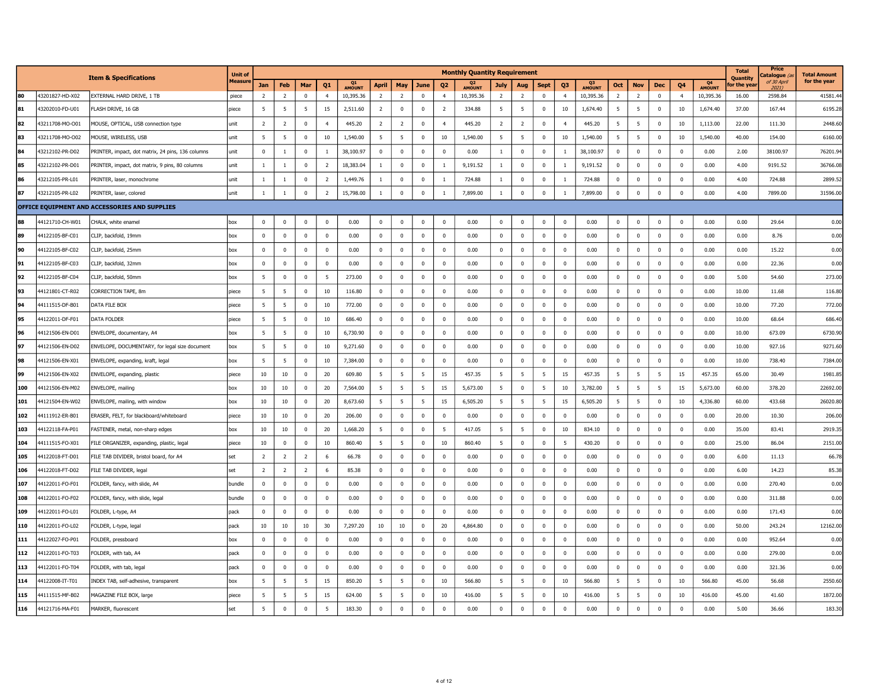| | | Item & Specifications | Unit of Measure | Monthly Quantity Requirement | | | | | | | | | | | | | | | | | | | | Total Quantity for the year | Price Catalogue (as of 30 April 2021) | Total Amount for the year |
|---|---|---|---|---|---|---|---|---|---|---|---|---|---|---|---|---|---|---|---|---|---|---|---|---|---|---|
| | | | | Jan | Feb | Mar | Q1 | Q1 AMOUNT | April | May | June | Q2 | Q2 AMOUNT | July | Aug | Sept | Q3 | Q3 AMOUNT | Oct | Nov | Dec | Q4 | Q4 AMOUNT | | | |
| 80 | 43201827-HD-X02 | EXTERNAL HARD DRIVE, 1 TB | piece | 2 | 2 | 0 | 4 | 10,395.36 | 2 | 2 | 0 | 4 | 10,395.36 | 2 | 2 | 0 | 4 | 10,395.36 | 2 | 2 | 0 | 4 | 10,395.36 | 16.00 | 2598.84 | 41581.44 |
| 81 | 43202010-FD-U01 | FLASH DRIVE, 16 GB | piece | 5 | 5 | 5 | 15 | 2,511.60 | 2 | 0 | 0 | 2 | 334.88 | 5 | 5 | 0 | 10 | 1,674.40 | 5 | 5 | 0 | 10 | 1,674.40 | 37.00 | 167.44 | 6195.28 |
| 82 | 43211708-MO-O01 | MOUSE, OPTICAL, USB connection type | unit | 2 | 2 | 0 | 4 | 445.20 | 2 | 2 | 0 | 4 | 445.20 | 2 | 2 | 0 | 4 | 445.20 | 5 | 5 | 0 | 10 | 1,113.00 | 22.00 | 111.30 | 2448.60 |
| 83 | 43211708-MO-O02 | MOUSE, WIRELESS, USB | unit | 5 | 5 | 0 | 10 | 1,540.00 | 5 | 5 | 0 | 10 | 1,540.00 | 5 | 5 | 0 | 10 | 1,540.00 | 5 | 5 | 0 | 10 | 1,540.00 | 40.00 | 154.00 | 6160.00 |
| 84 | 43212102-PR-D02 | PRINTER, impact, dot matrix, 24 pins, 136 columns | unit | 0 | 1 | 0 | 1 | 38,100.97 | 0 | 0 | 0 | 0 | 0.00 | 1 | 0 | 0 | 1 | 38,100.97 | 0 | 0 | 0 | 0 | 0.00 | 2.00 | 38100.97 | 76201.94 |
| 85 | 43212102-PR-D01 | PRINTER, impact, dot matrix, 9 pins, 80 columns | unit | 1 | 1 | 0 | 2 | 18,383.04 | 1 | 0 | 0 | 1 | 9,191.52 | 1 | 0 | 0 | 1 | 9,191.52 | 0 | 0 | 0 | 0 | 0.00 | 4.00 | 9191.52 | 36766.08 |
| 86 | 43212105-PR-L01 | PRINTER, laser, monochrome | unit | 1 | 1 | 0 | 2 | 1,449.76 | 1 | 0 | 0 | 1 | 724.88 | 1 | 0 | 0 | 1 | 724.88 | 0 | 0 | 0 | 0 | 0.00 | 4.00 | 724.88 | 2899.52 |
| 87 | 43212105-PR-L02 | PRINTER, laser, colored | unit | 1 | 1 | 0 | 2 | 15,798.00 | 1 | 0 | 0 | 1 | 7,899.00 | 1 | 0 | 0 | 1 | 7,899.00 | 0 | 0 | 0 | 0 | 0.00 | 4.00 | 7899.00 | 31596.00 |
| **OFFICE EQUIPMENT AND ACCESSORIES AND SUPPLIES** | | | | | | | | | | | | | | | | | | | | | | | | | | |
| 88 | 44121710-CH-W01 | CHALK, white enamel | box | 0 | 0 | 0 | 0 | 0.00 | 0 | 0 | 0 | 0 | 0.00 | 0 | 0 | 0 | 0 | 0.00 | 0 | 0 | 0 | 0 | 0.00 | 0.00 | 29.64 | 0.00 |
| 89 | 44122105-BF-C01 | CLIP, backfold, 19mm | box | 0 | 0 | 0 | 0 | 0.00 | 0 | 0 | 0 | 0 | 0.00 | 0 | 0 | 0 | 0 | 0.00 | 0 | 0 | 0 | 0 | 0.00 | 0.00 | 8.76 | 0.00 |
| 90 | 44122105-BF-C02 | CLIP, backfold, 25mm | box | 0 | 0 | 0 | 0 | 0.00 | 0 | 0 | 0 | 0 | 0.00 | 0 | 0 | 0 | 0 | 0.00 | 0 | 0 | 0 | 0 | 0.00 | 0.00 | 15.22 | 0.00 |
| 91 | 44122105-BF-C03 | CLIP, backfold, 32mm | box | 0 | 0 | 0 | 0 | 0.00 | 0 | 0 | 0 | 0 | 0.00 | 0 | 0 | 0 | 0 | 0.00 | 0 | 0 | 0 | 0 | 0.00 | 0.00 | 22.36 | 0.00 |
| 92 | 44122105-BF-C04 | CLIP, backfold, 50mm | box | 5 | 0 | 0 | 5 | 273.00 | 0 | 0 | 0 | 0 | 0.00 | 0 | 0 | 0 | 0 | 0.00 | 0 | 0 | 0 | 0 | 0.00 | 5.00 | 54.60 | 273.00 |
| 93 | 44121801-CT-R02 | CORRECTION TAPE, 8m | piece | 5 | 5 | 0 | 10 | 116.80 | 0 | 0 | 0 | 0 | 0.00 | 0 | 0 | 0 | 0 | 0.00 | 0 | 0 | 0 | 0 | 0.00 | 10.00 | 11.68 | 116.80 |
| 94 | 44111515-DF-B01 | DATA FILE BOX | piece | 5 | 5 | 0 | 10 | 772.00 | 0 | 0 | 0 | 0 | 0.00 | 0 | 0 | 0 | 0 | 0.00 | 0 | 0 | 0 | 0 | 0.00 | 10.00 | 77.20 | 772.00 |
| 95 | 44122011-DF-F01 | DATA FOLDER | piece | 5 | 5 | 0 | 10 | 686.40 | 0 | 0 | 0 | 0 | 0.00 | 0 | 0 | 0 | 0 | 0.00 | 0 | 0 | 0 | 0 | 0.00 | 10.00 | 68.64 | 686.40 |
| 96 | 44121506-EN-D01 | ENVELOPE, documentary, A4 | box | 5 | 5 | 0 | 10 | 6,730.90 | 0 | 0 | 0 | 0 | 0.00 | 0 | 0 | 0 | 0 | 0.00 | 0 | 0 | 0 | 0 | 0.00 | 10.00 | 673.09 | 6730.90 |
| 97 | 44121506-EN-D02 | ENVELOPE, DOCUMENTARY, for legal size document | box | 5 | 5 | 0 | 10 | 9,271.60 | 0 | 0 | 0 | 0 | 0.00 | 0 | 0 | 0 | 0 | 0.00 | 0 | 0 | 0 | 0 | 0.00 | 10.00 | 927.16 | 9271.60 |
| 98 | 44121506-EN-X01 | ENVELOPE, expanding, kraft, legal | box | 5 | 5 | 0 | 10 | 7,384.00 | 0 | 0 | 0 | 0 | 0.00 | 0 | 0 | 0 | 0 | 0.00 | 0 | 0 | 0 | 0 | 0.00 | 10.00 | 738.40 | 7384.00 |
| 99 | 44121506-EN-X02 | ENVELOPE, expanding, plastic | piece | 10 | 10 | 0 | 20 | 609.80 | 5 | 5 | 5 | 15 | 457.35 | 5 | 5 | 5 | 15 | 457.35 | 5 | 5 | 5 | 15 | 457.35 | 65.00 | 30.49 | 1981.85 |
| 100 | 44121506-EN-M02 | ENVELOPE, mailing | box | 10 | 10 | 0 | 20 | 7,564.00 | 5 | 5 | 5 | 15 | 5,673.00 | 5 | 0 | 5 | 10 | 3,782.00 | 5 | 5 | 5 | 15 | 5,673.00 | 60.00 | 378.20 | 22692.00 |
| 101 | 44121504-EN-W02 | ENVELOPE, mailing, with window | box | 10 | 10 | 0 | 20 | 8,673.60 | 5 | 5 | 5 | 15 | 6,505.20 | 5 | 5 | 5 | 15 | 6,505.20 | 5 | 5 | 0 | 10 | 4,336.80 | 60.00 | 433.68 | 26020.80 |
| 102 | 44111912-ER-B01 | ERASER, FELT, for blackboard/whiteboard | piece | 10 | 10 | 0 | 20 | 206.00 | 0 | 0 | 0 | 0 | 0.00 | 0 | 0 | 0 | 0 | 0.00 | 0 | 0 | 0 | 0 | 0.00 | 20.00 | 10.30 | 206.00 |
| 103 | 44122118-FA-P01 | FASTENER, metal, non-sharp edges | box | 10 | 10 | 0 | 20 | 1,668.20 | 5 | 0 | 0 | 5 | 417.05 | 5 | 5 | 0 | 10 | 834.10 | 0 | 0 | 0 | 0 | 0.00 | 35.00 | 83.41 | 2919.35 |
| 104 | 44111515-FO-X01 | FILE ORGANIZER, expanding, plastic, legal | piece | 10 | 0 | 0 | 10 | 860.40 | 5 | 5 | 0 | 10 | 860.40 | 5 | 0 | 0 | 5 | 430.20 | 0 | 0 | 0 | 0 | 0.00 | 25.00 | 86.04 | 2151.00 |
| 105 | 44122018-FT-D01 | FILE TAB DIVIDER, bristol board, for A4 | set | 2 | 2 | 2 | 6 | 66.78 | 0 | 0 | 0 | 0 | 0.00 | 0 | 0 | 0 | 0 | 0.00 | 0 | 0 | 0 | 0 | 0.00 | 6.00 | 11.13 | 66.78 |
| 106 | 44122018-FT-D02 | FILE TAB DIVIDER, legal | set | 2 | 2 | 2 | 6 | 85.38 | 0 | 0 | 0 | 0 | 0.00 | 0 | 0 | 0 | 0 | 0.00 | 0 | 0 | 0 | 0 | 0.00 | 6.00 | 14.23 | 85.38 |
| 107 | 44122011-FO-F01 | FOLDER, fancy, with slide, A4 | bundle | 0 | 0 | 0 | 0 | 0.00 | 0 | 0 | 0 | 0 | 0.00 | 0 | 0 | 0 | 0 | 0.00 | 0 | 0 | 0 | 0 | 0.00 | 0.00 | 270.40 | 0.00 |
| 108 | 44122011-FO-F02 | FOLDER, fancy, with slide, legal | bundle | 0 | 0 | 0 | 0 | 0.00 | 0 | 0 | 0 | 0 | 0.00 | 0 | 0 | 0 | 0 | 0.00 | 0 | 0 | 0 | 0 | 0.00 | 0.00 | 311.88 | 0.00 |
| 109 | 44122011-FO-L01 | FOLDER, L-type, A4 | pack | 0 | 0 | 0 | 0 | 0.00 | 0 | 0 | 0 | 0 | 0.00 | 0 | 0 | 0 | 0 | 0.00 | 0 | 0 | 0 | 0 | 0.00 | 0.00 | 171.43 | 0.00 |
| 110 | 44122011-FO-L02 | FOLDER, L-type, legal | pack | 10 | 10 | 10 | 30 | 7,297.20 | 10 | 10 | 0 | 20 | 4,864.80 | 0 | 0 | 0 | 0 | 0.00 | 0 | 0 | 0 | 0 | 0.00 | 50.00 | 243.24 | 12162.00 |
| 111 | 44122027-FO-P01 | FOLDER, pressboard | box | 0 | 0 | 0 | 0 | 0.00 | 0 | 0 | 0 | 0 | 0.00 | 0 | 0 | 0 | 0 | 0.00 | 0 | 0 | 0 | 0 | 0.00 | 0.00 | 952.64 | 0.00 |
| 112 | 44122011-FO-T03 | FOLDER, with tab, A4 | pack | 0 | 0 | 0 | 0 | 0.00 | 0 | 0 | 0 | 0 | 0.00 | 0 | 0 | 0 | 0 | 0.00 | 0 | 0 | 0 | 0 | 0.00 | 0.00 | 279.00 | 0.00 |
| 113 | 44122011-FO-T04 | FOLDER, with tab, legal | pack | 0 | 0 | 0 | 0 | 0.00 | 0 | 0 | 0 | 0 | 0.00 | 0 | 0 | 0 | 0 | 0.00 | 0 | 0 | 0 | 0 | 0.00 | 0.00 | 321.36 | 0.00 |
| 114 | 44122008-IT-T01 | INDEX TAB, self-adhesive, transparent | box | 5 | 5 | 5 | 15 | 850.20 | 5 | 5 | 0 | 10 | 566.80 | 5 | 5 | 0 | 10 | 566.80 | 5 | 5 | 0 | 10 | 566.80 | 45.00 | 56.68 | 2550.60 |
| 115 | 44111515-MF-B02 | MAGAZINE FILE BOX, large | piece | 5 | 5 | 5 | 15 | 624.00 | 5 | 5 | 0 | 10 | 416.00 | 5 | 5 | 0 | 10 | 416.00 | 5 | 5 | 0 | 10 | 416.00 | 45.00 | 41.60 | 1872.00 |
| 116 | 44121716-MA-F01 | MARKER, fluorescent | set | 5 | 0 | 0 | 5 | 183.30 | 0 | 0 | 0 | 0 | 0.00 | 0 | 0 | 0 | 0 | 0.00 | 0 | 0 | 0 | 0 | 0.00 | 5.00 | 36.66 | 183.30 |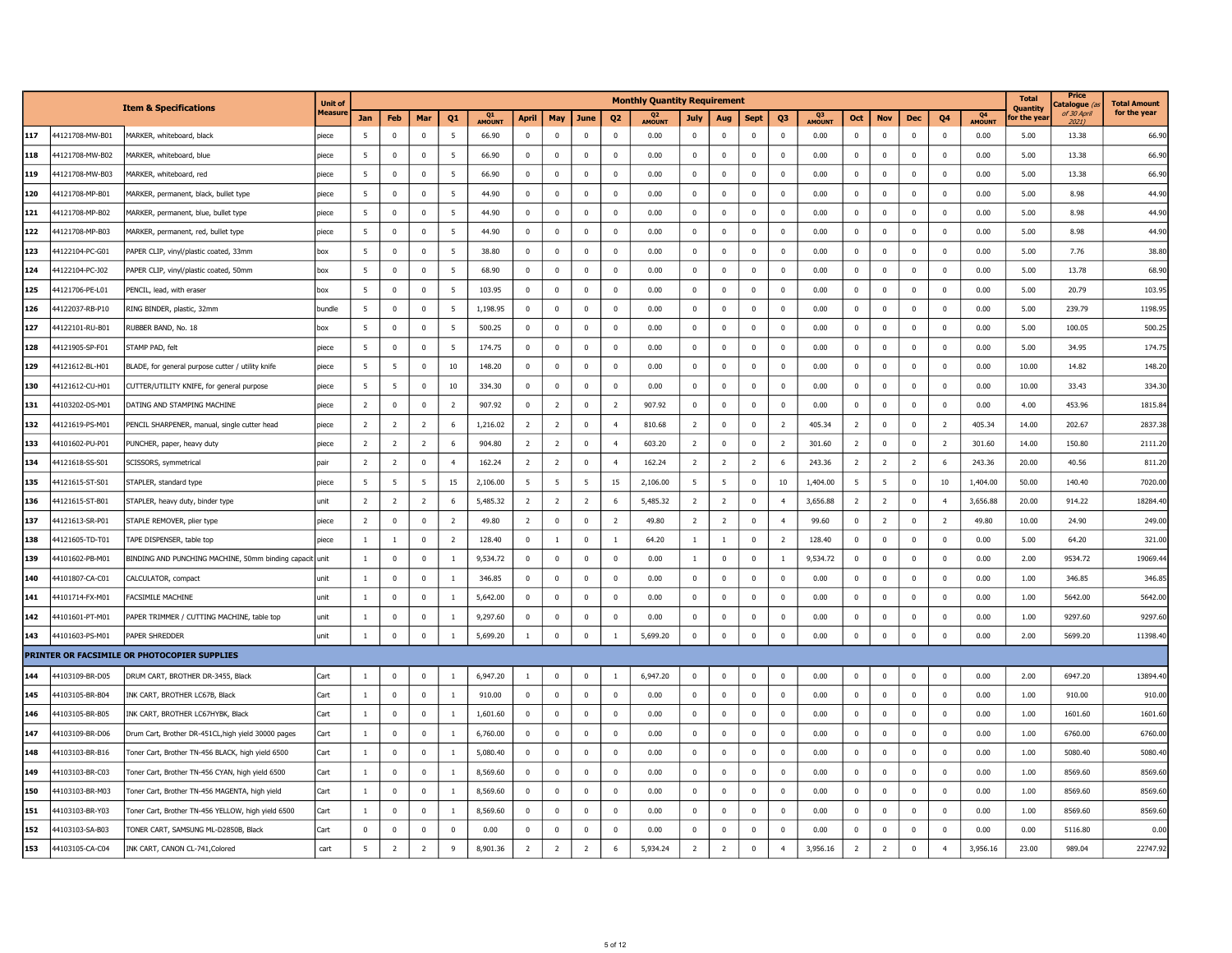| | | Item & Specifications | Unit of Measure | Monthly Quantity Requirement | | | | | | | | | | | | | | | | | | | | | | | | Total Quantity for the year | Price Catalogue (as of 30 April 2021) | Total Amount for the year |
|---|---|---|---|---|---|---|---|---|---|---|---|---|---|---|---|---|---|---|---|---|---|---|---|---|---|---|---|---|---|---|
| | | | | Jan | Feb | Mar | Q1 | Q1 AMOUNT | April | May | June | Q2 | Q2 AMOUNT | July | Aug | Sept | Q3 | Q3 AMOUNT | Oct | Nov | Dec | Q4 | Q4 AMOUNT | | | |
| 117 | 44121708-MW-B01 | MARKER, whiteboard, black | piece | 5 | 0 | 0 | 5 | 66.90 | 0 | 0 | 0 | 0 | 0.00 | 0 | 0 | 0 | 0 | 0.00 | 0 | 0 | 0 | 0 | 0.00 | 5.00 | 13.38 | 66.90 |
| 118 | 44121708-MW-B02 | MARKER, whiteboard, blue | piece | 5 | 0 | 0 | 5 | 66.90 | 0 | 0 | 0 | 0 | 0.00 | 0 | 0 | 0 | 0 | 0.00 | 0 | 0 | 0 | 0 | 0.00 | 5.00 | 13.38 | 66.90 |
| 119 | 44121708-MW-B03 | MARKER, whiteboard, red | piece | 5 | 0 | 0 | 5 | 66.90 | 0 | 0 | 0 | 0 | 0.00 | 0 | 0 | 0 | 0 | 0.00 | 0 | 0 | 0 | 0 | 0.00 | 5.00 | 13.38 | 66.90 |
| 120 | 44121708-MP-B01 | MARKER, permanent, black, bullet type | piece | 5 | 0 | 0 | 5 | 44.90 | 0 | 0 | 0 | 0 | 0.00 | 0 | 0 | 0 | 0 | 0.00 | 0 | 0 | 0 | 0 | 0.00 | 5.00 | 8.98 | 44.90 |
| 121 | 44121708-MP-B02 | MARKER, permanent, blue, bullet type | piece | 5 | 0 | 0 | 5 | 44.90 | 0 | 0 | 0 | 0 | 0.00 | 0 | 0 | 0 | 0 | 0.00 | 0 | 0 | 0 | 0 | 0.00 | 5.00 | 8.98 | 44.90 |
| 122 | 44121708-MP-B03 | MARKER, permanent, red, bullet type | piece | 5 | 0 | 0 | 5 | 44.90 | 0 | 0 | 0 | 0 | 0.00 | 0 | 0 | 0 | 0 | 0.00 | 0 | 0 | 0 | 0 | 0.00 | 5.00 | 8.98 | 44.90 |
| 123 | 44122104-PC-G01 | PAPER CLIP, vinyl/plastic coated, 33mm | box | 5 | 0 | 0 | 5 | 38.80 | 0 | 0 | 0 | 0 | 0.00 | 0 | 0 | 0 | 0 | 0.00 | 0 | 0 | 0 | 0 | 0.00 | 5.00 | 7.76 | 38.80 |
| 124 | 44122104-PC-J02 | PAPER CLIP, vinyl/plastic coated, 50mm | box | 5 | 0 | 0 | 5 | 68.90 | 0 | 0 | 0 | 0 | 0.00 | 0 | 0 | 0 | 0 | 0.00 | 0 | 0 | 0 | 0 | 0.00 | 5.00 | 13.78 | 68.90 |
| 125 | 44121706-PE-L01 | PENCIL, lead, with eraser | box | 5 | 0 | 0 | 5 | 103.95 | 0 | 0 | 0 | 0 | 0.00 | 0 | 0 | 0 | 0 | 0.00 | 0 | 0 | 0 | 0 | 0.00 | 5.00 | 20.79 | 103.95 |
| 126 | 44122037-RB-P10 | RING BINDER, plastic, 32mm | bundle | 5 | 0 | 0 | 5 | 1,198.95 | 0 | 0 | 0 | 0 | 0.00 | 0 | 0 | 0 | 0 | 0.00 | 0 | 0 | 0 | 0 | 0.00 | 5.00 | 239.79 | 1198.95 |
| 127 | 44122101-RU-B01 | RUBBER BAND, No. 18 | box | 5 | 0 | 0 | 5 | 500.25 | 0 | 0 | 0 | 0 | 0.00 | 0 | 0 | 0 | 0 | 0.00 | 0 | 0 | 0 | 0 | 0.00 | 5.00 | 100.05 | 500.25 |
| 128 | 44121905-SP-F01 | STAMP PAD, felt | piece | 5 | 0 | 0 | 5 | 174.75 | 0 | 0 | 0 | 0 | 0.00 | 0 | 0 | 0 | 0 | 0.00 | 0 | 0 | 0 | 0 | 0.00 | 5.00 | 34.95 | 174.75 |
| 129 | 44121612-BL-H01 | BLADE, for general purpose cutter / utility knife | piece | 5 | 5 | 0 | 10 | 148.20 | 0 | 0 | 0 | 0 | 0.00 | 0 | 0 | 0 | 0 | 0.00 | 0 | 0 | 0 | 0 | 0.00 | 10.00 | 14.82 | 148.20 |
| 130 | 44121612-CU-H01 | CUTTER/UTILITY KNIFE, for general purpose | piece | 5 | 5 | 0 | 10 | 334.30 | 0 | 0 | 0 | 0 | 0.00 | 0 | 0 | 0 | 0 | 0.00 | 0 | 0 | 0 | 0 | 0.00 | 10.00 | 33.43 | 334.30 |
| 131 | 44103202-DS-M01 | DATING AND STAMPING MACHINE | piece | 2 | 0 | 0 | 2 | 907.92 | 0 | 2 | 0 | 2 | 907.92 | 0 | 0 | 0 | 0 | 0.00 | 0 | 0 | 0 | 0 | 0.00 | 4.00 | 453.96 | 1815.84 |
| 132 | 44121619-PS-M01 | PENCIL SHARPENER, manual, single cutter head | piece | 2 | 2 | 2 | 6 | 1,216.02 | 2 | 2 | 0 | 4 | 810.68 | 2 | 0 | 0 | 2 | 405.34 | 2 | 0 | 0 | 2 | 405.34 | 14.00 | 202.67 | 2837.38 |
| 133 | 44101602-PU-P01 | PUNCHER, paper, heavy duty | piece | 2 | 2 | 2 | 6 | 904.80 | 2 | 2 | 0 | 4 | 603.20 | 2 | 0 | 0 | 2 | 301.60 | 2 | 0 | 0 | 2 | 301.60 | 14.00 | 150.80 | 2111.20 |
| 134 | 44121618-SS-S01 | SCISSORS, symmetrical | pair | 2 | 2 | 0 | 4 | 162.24 | 2 | 2 | 0 | 4 | 162.24 | 2 | 2 | 2 | 6 | 243.36 | 2 | 2 | 2 | 6 | 243.36 | 20.00 | 40.56 | 811.20 |
| 135 | 44121615-ST-S01 | STAPLER, standard type | piece | 5 | 5 | 5 | 15 | 2,106.00 | 5 | 5 | 5 | 15 | 2,106.00 | 5 | 5 | 0 | 10 | 1,404.00 | 5 | 5 | 0 | 10 | 1,404.00 | 50.00 | 140.40 | 7020.00 |
| 136 | 44121615-ST-B01 | STAPLER, heavy duty, binder type | unit | 2 | 2 | 2 | 6 | 5,485.32 | 2 | 2 | 2 | 6 | 5,485.32 | 2 | 2 | 0 | 4 | 3,656.88 | 2 | 2 | 0 | 4 | 3,656.88 | 20.00 | 914.22 | 18284.40 |
| 137 | 44121613-SR-P01 | STAPLE REMOVER, plier type | piece | 2 | 0 | 0 | 2 | 49.80 | 2 | 0 | 0 | 2 | 49.80 | 2 | 2 | 0 | 4 | 99.60 | 0 | 2 | 0 | 2 | 49.80 | 10.00 | 24.90 | 249.00 |
| 138 | 44121605-TD-T01 | TAPE DISPENSER, table top | piece | 1 | 1 | 0 | 2 | 128.40 | 0 | 1 | 0 | 1 | 64.20 | 1 | 1 | 0 | 2 | 128.40 | 0 | 0 | 0 | 0 | 0.00 | 5.00 | 64.20 | 321.00 |
| 139 | 44101602-PB-M01 | BINDING AND PUNCHING MACHINE, 50mm binding capacit | unit | 1 | 0 | 0 | 1 | 9,534.72 | 0 | 0 | 0 | 0 | 0.00 | 1 | 0 | 0 | 1 | 9,534.72 | 0 | 0 | 0 | 0 | 0.00 | 2.00 | 9534.72 | 19069.44 |
| 140 | 44101807-CA-C01 | CALCULATOR, compact | unit | 1 | 0 | 0 | 1 | 346.85 | 0 | 0 | 0 | 0 | 0.00 | 0 | 0 | 0 | 0 | 0.00 | 0 | 0 | 0 | 0 | 0.00 | 1.00 | 346.85 | 346.85 |
| 141 | 44101714-FX-M01 | FACSIMILE MACHINE | unit | 1 | 0 | 0 | 1 | 5,642.00 | 0 | 0 | 0 | 0 | 0.00 | 0 | 0 | 0 | 0 | 0.00 | 0 | 0 | 0 | 0 | 0.00 | 1.00 | 5642.00 | 5642.00 |
| 142 | 44101601-PT-M01 | PAPER TRIMMER / CUTTING MACHINE, table top | unit | 1 | 0 | 0 | 1 | 9,297.60 | 0 | 0 | 0 | 0 | 0.00 | 0 | 0 | 0 | 0 | 0.00 | 0 | 0 | 0 | 0 | 0.00 | 1.00 | 9297.60 | 9297.60 |
| 143 | 44101603-PS-M01 | PAPER SHREDDER | unit | 1 | 0 | 0 | 1 | 5,699.20 | 1 | 0 | 0 | 1 | 5,699.20 | 0 | 0 | 0 | 0 | 0.00 | 0 | 0 | 0 | 0 | 0.00 | 2.00 | 5699.20 | 11398.40 |
| **PRINTER OR FACSIMILE OR PHOTOCOPIER SUPPLIES** | | | | | | | | | | | | | | | | | | | | | | | | | | |
| 144 | 44103109-BR-D05 | DRUM CART, BROTHER DR-3455, Black | Cart | 1 | 0 | 0 | 1 | 6,947.20 | 1 | 0 | 0 | 1 | 6,947.20 | 0 | 0 | 0 | 0 | 0.00 | 0 | 0 | 0 | 0 | 0.00 | 2.00 | 6947.20 | 13894.40 |
| 145 | 44103105-BR-B04 | INK CART, BROTHER LC67B, Black | Cart | 1 | 0 | 0 | 1 | 910.00 | 0 | 0 | 0 | 0 | 0.00 | 0 | 0 | 0 | 0 | 0.00 | 0 | 0 | 0 | 0 | 0.00 | 1.00 | 910.00 | 910.00 |
| 146 | 44103105-BR-B05 | INK CART, BROTHER LC67HYBK, Black | Cart | 1 | 0 | 0 | 1 | 1,601.60 | 0 | 0 | 0 | 0 | 0.00 | 0 | 0 | 0 | 0 | 0.00 | 0 | 0 | 0 | 0 | 0.00 | 1.00 | 1601.60 | 1601.60 |
| 147 | 44103109-BR-D06 | Drum Cart, Brother DR-451CL,high yield 30000 pages | Cart | 1 | 0 | 0 | 1 | 6,760.00 | 0 | 0 | 0 | 0 | 0.00 | 0 | 0 | 0 | 0 | 0.00 | 0 | 0 | 0 | 0 | 0.00 | 1.00 | 6760.00 | 6760.00 |
| 148 | 44103103-BR-B16 | Toner Cart, Brother TN-456 BLACK, high yield 6500 | Cart | 1 | 0 | 0 | 1 | 5,080.40 | 0 | 0 | 0 | 0 | 0.00 | 0 | 0 | 0 | 0 | 0.00 | 0 | 0 | 0 | 0 | 0.00 | 1.00 | 5080.40 | 5080.40 |
| 149 | 44103103-BR-C03 | Toner Cart, Brother TN-456 CYAN, high yield 6500 | Cart | 1 | 0 | 0 | 1 | 8,569.60 | 0 | 0 | 0 | 0 | 0.00 | 0 | 0 | 0 | 0 | 0.00 | 0 | 0 | 0 | 0 | 0.00 | 1.00 | 8569.60 | 8569.60 |
| 150 | 44103103-BR-M03 | Toner Cart, Brother TN-456 MAGENTA, high yield | Cart | 1 | 0 | 0 | 1 | 8,569.60 | 0 | 0 | 0 | 0 | 0.00 | 0 | 0 | 0 | 0 | 0.00 | 0 | 0 | 0 | 0 | 0.00 | 1.00 | 8569.60 | 8569.60 |
| 151 | 44103103-BR-Y03 | Toner Cart, Brother TN-456 YELLOW, high yield 6500 | Cart | 1 | 0 | 0 | 1 | 8,569.60 | 0 | 0 | 0 | 0 | 0.00 | 0 | 0 | 0 | 0 | 0.00 | 0 | 0 | 0 | 0 | 0.00 | 1.00 | 8569.60 | 8569.60 |
| 152 | 44103103-SA-B03 | TONER CART, SAMSUNG ML-D2850B, Black | Cart | 0 | 0 | 0 | 0 | 0.00 | 0 | 0 | 0 | 0 | 0.00 | 0 | 0 | 0 | 0 | 0.00 | 0 | 0 | 0 | 0 | 0.00 | 0.00 | 5116.80 | 0.00 |
| 153 | 44103105-CA-C04 | INK CART, CANON CL-741,Colored | cart | 5 | 2 | 2 | 9 | 8,901.36 | 2 | 2 | 2 | 6 | 5,934.24 | 2 | 2 | 0 | 4 | 3,956.16 | 2 | 2 | 0 | 4 | 3,956.16 | 23.00 | 989.04 | 22747.92 |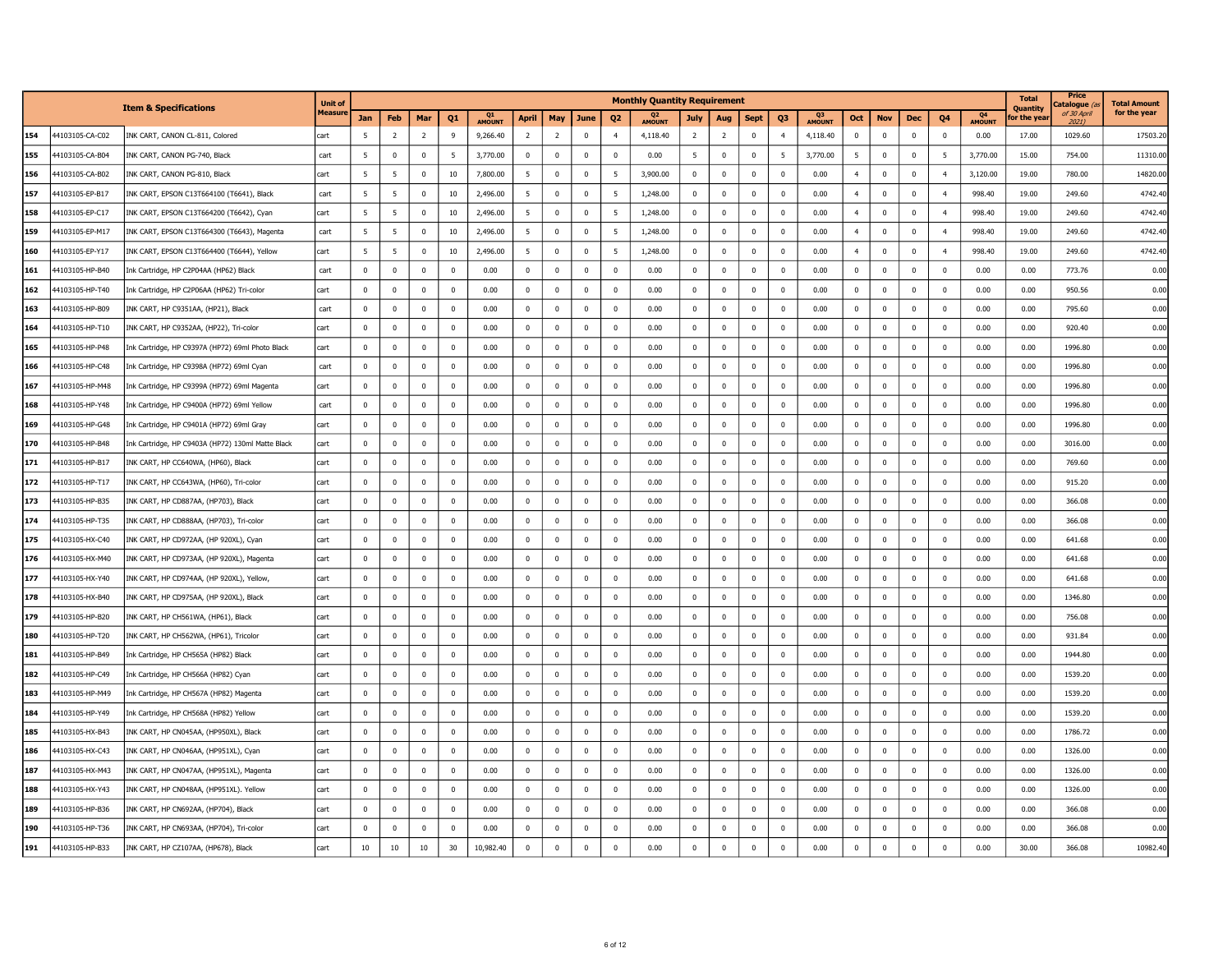| | | Item & Specifications | Unit of Measure | Monthly Quantity Requirement | | | | | | | | | | | | | | | | | | | | Total Quantity for the year | Price Catalogue (as of 30 April 2021) | Total Amount for the year |
|---|---|---|---|---|---|---|---|---|---|---|---|---|---|---|---|---|---|---|---|---|---|---|---|---|---|---|
| | | | | Jan | Feb | Mar | Q1 | Q1 AMOUNT | April | May | June | Q2 | Q2 AMOUNT | July | Aug | Sept | Q3 | Q3 AMOUNT | Oct | Nov | Dec | Q4 | Q4 AMOUNT | | | |
| 154 | 44103105-CA-C02 | INK CART, CANON CL-811, Colored | cart | 5 | 2 | 2 | 9 | 9,266.40 | 2 | 2 | 0 | 4 | 4,118.40 | 2 | 2 | 0 | 4 | 4,118.40 | 0 | 0 | 0 | 0 | 0.00 | 17.00 | 1029.60 | 17503.20 |
| 155 | 44103105-CA-B04 | INK CART, CANON PG-740, Black | cart | 5 | 0 | 0 | 5 | 3,770.00 | 0 | 0 | 0 | 0 | 0.00 | 5 | 0 | 0 | 5 | 3,770.00 | 5 | 0 | 0 | 5 | 3,770.00 | 15.00 | 754.00 | 11310.00 |
| 156 | 44103105-CA-B02 | INK CART, CANON PG-810, Black | cart | 5 | 5 | 0 | 10 | 7,800.00 | 5 | 0 | 0 | 5 | 3,900.00 | 0 | 0 | 0 | 0 | 0.00 | 4 | 0 | 0 | 4 | 3,120.00 | 19.00 | 780.00 | 14820.00 |
| 157 | 44103105-EP-B17 | INK CART, EPSON C13T664100 (T6641), Black | cart | 5 | 5 | 0 | 10 | 2,496.00 | 5 | 0 | 0 | 5 | 1,248.00 | 0 | 0 | 0 | 0 | 0.00 | 4 | 0 | 0 | 4 | 998.40 | 19.00 | 249.60 | 4742.40 |
| 158 | 44103105-EP-C17 | INK CART, EPSON C13T664200 (T6642), Cyan | cart | 5 | 5 | 0 | 10 | 2,496.00 | 5 | 0 | 0 | 5 | 1,248.00 | 0 | 0 | 0 | 0 | 0.00 | 4 | 0 | 0 | 4 | 998.40 | 19.00 | 249.60 | 4742.40 |
| 159 | 44103105-EP-M17 | INK CART, EPSON C13T664300 (T6643), Magenta | cart | 5 | 5 | 0 | 10 | 2,496.00 | 5 | 0 | 0 | 5 | 1,248.00 | 0 | 0 | 0 | 0 | 0.00 | 4 | 0 | 0 | 4 | 998.40 | 19.00 | 249.60 | 4742.40 |
| 160 | 44103105-EP-Y17 | INK CART, EPSON C13T664400 (T6644), Yellow | cart | 5 | 5 | 0 | 10 | 2,496.00 | 5 | 0 | 0 | 5 | 1,248.00 | 0 | 0 | 0 | 0 | 0.00 | 4 | 0 | 0 | 4 | 998.40 | 19.00 | 249.60 | 4742.40 |
| 161 | 44103105-HP-B40 | Ink Cartridge, HP C2P04AA (HP62) Black | cart | 0 | 0 | 0 | 0 | 0.00 | 0 | 0 | 0 | 0 | 0.00 | 0 | 0 | 0 | 0 | 0.00 | 0 | 0 | 0 | 0 | 0.00 | 0.00 | 773.76 | 0.00 |
| 162 | 44103105-HP-T40 | Ink Cartridge, HP C2P06AA (HP62) Tri-color | cart | 0 | 0 | 0 | 0 | 0.00 | 0 | 0 | 0 | 0 | 0.00 | 0 | 0 | 0 | 0 | 0.00 | 0 | 0 | 0 | 0 | 0.00 | 0.00 | 950.56 | 0.00 |
| 163 | 44103105-HP-B09 | INK CART, HP C9351AA, (HP21), Black | cart | 0 | 0 | 0 | 0 | 0.00 | 0 | 0 | 0 | 0 | 0.00 | 0 | 0 | 0 | 0 | 0.00 | 0 | 0 | 0 | 0 | 0.00 | 0.00 | 795.60 | 0.00 |
| 164 | 44103105-HP-T10 | INK CART, HP C9352AA, (HP22), Tri-color | cart | 0 | 0 | 0 | 0 | 0.00 | 0 | 0 | 0 | 0 | 0.00 | 0 | 0 | 0 | 0 | 0.00 | 0 | 0 | 0 | 0 | 0.00 | 0.00 | 920.40 | 0.00 |
| 165 | 44103105-HP-P48 | Ink Cartridge, HP C9397A (HP72) 69ml Photo Black | cart | 0 | 0 | 0 | 0 | 0.00 | 0 | 0 | 0 | 0 | 0.00 | 0 | 0 | 0 | 0 | 0.00 | 0 | 0 | 0 | 0 | 0.00 | 0.00 | 1996.80 | 0.00 |
| 166 | 44103105-HP-C48 | Ink Cartridge, HP C9398A (HP72) 69ml Cyan | cart | 0 | 0 | 0 | 0 | 0.00 | 0 | 0 | 0 | 0 | 0.00 | 0 | 0 | 0 | 0 | 0.00 | 0 | 0 | 0 | 0 | 0.00 | 0.00 | 1996.80 | 0.00 |
| 167 | 44103105-HP-M48 | Ink Cartridge, HP C9399A (HP72) 69ml Magenta | cart | 0 | 0 | 0 | 0 | 0.00 | 0 | 0 | 0 | 0 | 0.00 | 0 | 0 | 0 | 0 | 0.00 | 0 | 0 | 0 | 0 | 0.00 | 0.00 | 1996.80 | 0.00 |
| 168 | 44103105-HP-Y48 | Ink Cartridge, HP C9400A (HP72) 69ml Yellow | cart | 0 | 0 | 0 | 0 | 0.00 | 0 | 0 | 0 | 0 | 0.00 | 0 | 0 | 0 | 0 | 0.00 | 0 | 0 | 0 | 0 | 0.00 | 0.00 | 1996.80 | 0.00 |
| 169 | 44103105-HP-G48 | Ink Cartridge, HP C9401A (HP72) 69ml Gray | cart | 0 | 0 | 0 | 0 | 0.00 | 0 | 0 | 0 | 0 | 0.00 | 0 | 0 | 0 | 0 | 0.00 | 0 | 0 | 0 | 0 | 0.00 | 0.00 | 1996.80 | 0.00 |
| 170 | 44103105-HP-B48 | Ink Cartridge, HP C9403A (HP72) 130ml Matte Black | cart | 0 | 0 | 0 | 0 | 0.00 | 0 | 0 | 0 | 0 | 0.00 | 0 | 0 | 0 | 0 | 0.00 | 0 | 0 | 0 | 0 | 0.00 | 0.00 | 3016.00 | 0.00 |
| 171 | 44103105-HP-B17 | INK CART, HP CC640WA, (HP60), Black | cart | 0 | 0 | 0 | 0 | 0.00 | 0 | 0 | 0 | 0 | 0.00 | 0 | 0 | 0 | 0 | 0.00 | 0 | 0 | 0 | 0 | 0.00 | 0.00 | 769.60 | 0.00 |
| 172 | 44103105-HP-T17 | INK CART, HP CC643WA, (HP60), Tri-color | cart | 0 | 0 | 0 | 0 | 0.00 | 0 | 0 | 0 | 0 | 0.00 | 0 | 0 | 0 | 0 | 0.00 | 0 | 0 | 0 | 0 | 0.00 | 0.00 | 915.20 | 0.00 |
| 173 | 44103105-HP-B35 | INK CART, HP CD887AA, (HP703), Black | cart | 0 | 0 | 0 | 0 | 0.00 | 0 | 0 | 0 | 0 | 0.00 | 0 | 0 | 0 | 0 | 0.00 | 0 | 0 | 0 | 0 | 0.00 | 0.00 | 366.08 | 0.00 |
| 174 | 44103105-HP-T35 | INK CART, HP CD888AA, (HP703), Tri-color | cart | 0 | 0 | 0 | 0 | 0.00 | 0 | 0 | 0 | 0 | 0.00 | 0 | 0 | 0 | 0 | 0.00 | 0 | 0 | 0 | 0 | 0.00 | 0.00 | 366.08 | 0.00 |
| 175 | 44103105-HX-C40 | INK CART, HP CD972AA, (HP 920XL), Cyan | cart | 0 | 0 | 0 | 0 | 0.00 | 0 | 0 | 0 | 0 | 0.00 | 0 | 0 | 0 | 0 | 0.00 | 0 | 0 | 0 | 0 | 0.00 | 0.00 | 641.68 | 0.00 |
| 176 | 44103105-HX-M40 | INK CART, HP CD973AA, (HP 920XL), Magenta | cart | 0 | 0 | 0 | 0 | 0.00 | 0 | 0 | 0 | 0 | 0.00 | 0 | 0 | 0 | 0 | 0.00 | 0 | 0 | 0 | 0 | 0.00 | 0.00 | 641.68 | 0.00 |
| 177 | 44103105-HX-Y40 | INK CART, HP CD974AA, (HP 920XL), Yellow, | cart | 0 | 0 | 0 | 0 | 0.00 | 0 | 0 | 0 | 0 | 0.00 | 0 | 0 | 0 | 0 | 0.00 | 0 | 0 | 0 | 0 | 0.00 | 0.00 | 641.68 | 0.00 |
| 178 | 44103105-HX-B40 | INK CART, HP CD975AA, (HP 920XL), Black | cart | 0 | 0 | 0 | 0 | 0.00 | 0 | 0 | 0 | 0 | 0.00 | 0 | 0 | 0 | 0 | 0.00 | 0 | 0 | 0 | 0 | 0.00 | 0.00 | 1346.80 | 0.00 |
| 179 | 44103105-HP-B20 | INK CART, HP CH561WA, (HP61), Black | cart | 0 | 0 | 0 | 0 | 0.00 | 0 | 0 | 0 | 0 | 0.00 | 0 | 0 | 0 | 0 | 0.00 | 0 | 0 | 0 | 0 | 0.00 | 0.00 | 756.08 | 0.00 |
| 180 | 44103105-HP-T20 | INK CART, HP CH562WA, (HP61), Tricolor | cart | 0 | 0 | 0 | 0 | 0.00 | 0 | 0 | 0 | 0 | 0.00 | 0 | 0 | 0 | 0 | 0.00 | 0 | 0 | 0 | 0 | 0.00 | 0.00 | 931.84 | 0.00 |
| 181 | 44103105-HP-B49 | Ink Cartridge, HP CH565A (HP82) Black | cart | 0 | 0 | 0 | 0 | 0.00 | 0 | 0 | 0 | 0 | 0.00 | 0 | 0 | 0 | 0 | 0.00 | 0 | 0 | 0 | 0 | 0.00 | 0.00 | 1944.80 | 0.00 |
| 182 | 44103105-HP-C49 | Ink Cartridge, HP CH566A (HP82) Cyan | cart | 0 | 0 | 0 | 0 | 0.00 | 0 | 0 | 0 | 0 | 0.00 | 0 | 0 | 0 | 0 | 0.00 | 0 | 0 | 0 | 0 | 0.00 | 0.00 | 1539.20 | 0.00 |
| 183 | 44103105-HP-M49 | Ink Cartridge, HP CH567A (HP82) Magenta | cart | 0 | 0 | 0 | 0 | 0.00 | 0 | 0 | 0 | 0 | 0.00 | 0 | 0 | 0 | 0 | 0.00 | 0 | 0 | 0 | 0 | 0.00 | 0.00 | 1539.20 | 0.00 |
| 184 | 44103105-HP-Y49 | Ink Cartridge, HP CH568A (HP82) Yellow | cart | 0 | 0 | 0 | 0 | 0.00 | 0 | 0 | 0 | 0 | 0.00 | 0 | 0 | 0 | 0 | 0.00 | 0 | 0 | 0 | 0 | 0.00 | 0.00 | 1539.20 | 0.00 |
| 185 | 44103105-HX-B43 | INK CART, HP CN045AA, (HP950XL), Black | cart | 0 | 0 | 0 | 0 | 0.00 | 0 | 0 | 0 | 0 | 0.00 | 0 | 0 | 0 | 0 | 0.00 | 0 | 0 | 0 | 0 | 0.00 | 0.00 | 1786.72 | 0.00 |
| 186 | 44103105-HX-C43 | INK CART, HP CN046AA, (HP951XL), Cyan | cart | 0 | 0 | 0 | 0 | 0.00 | 0 | 0 | 0 | 0 | 0.00 | 0 | 0 | 0 | 0 | 0.00 | 0 | 0 | 0 | 0 | 0.00 | 0.00 | 1326.00 | 0.00 |
| 187 | 44103105-HX-M43 | INK CART, HP CN047AA, (HP951XL), Magenta | cart | 0 | 0 | 0 | 0 | 0.00 | 0 | 0 | 0 | 0 | 0.00 | 0 | 0 | 0 | 0 | 0.00 | 0 | 0 | 0 | 0 | 0.00 | 0.00 | 1326.00 | 0.00 |
| 188 | 44103105-HX-Y43 | INK CART, HP CN048AA, (HP951XL). Yellow | cart | 0 | 0 | 0 | 0 | 0.00 | 0 | 0 | 0 | 0 | 0.00 | 0 | 0 | 0 | 0 | 0.00 | 0 | 0 | 0 | 0 | 0.00 | 0.00 | 1326.00 | 0.00 |
| 189 | 44103105-HP-B36 | INK CART, HP CN692AA, (HP704), Black | cart | 0 | 0 | 0 | 0 | 0.00 | 0 | 0 | 0 | 0 | 0.00 | 0 | 0 | 0 | 0 | 0.00 | 0 | 0 | 0 | 0 | 0.00 | 0.00 | 366.08 | 0.00 |
| 190 | 44103105-HP-T36 | INK CART, HP CN693AA, (HP704), Tri-color | cart | 0 | 0 | 0 | 0 | 0.00 | 0 | 0 | 0 | 0 | 0.00 | 0 | 0 | 0 | 0 | 0.00 | 0 | 0 | 0 | 0 | 0.00 | 0.00 | 366.08 | 0.00 |
| 191 | 44103105-HP-B33 | INK CART, HP CZ107AA, (HP678), Black | cart | 10 | 10 | 10 | 30 | 10,982.40 | 0 | 0 | 0 | 0 | 0.00 | 0 | 0 | 0 | 0 | 0.00 | 0 | 0 | 0 | 0 | 0.00 | 30.00 | 366.08 | 10982.40 |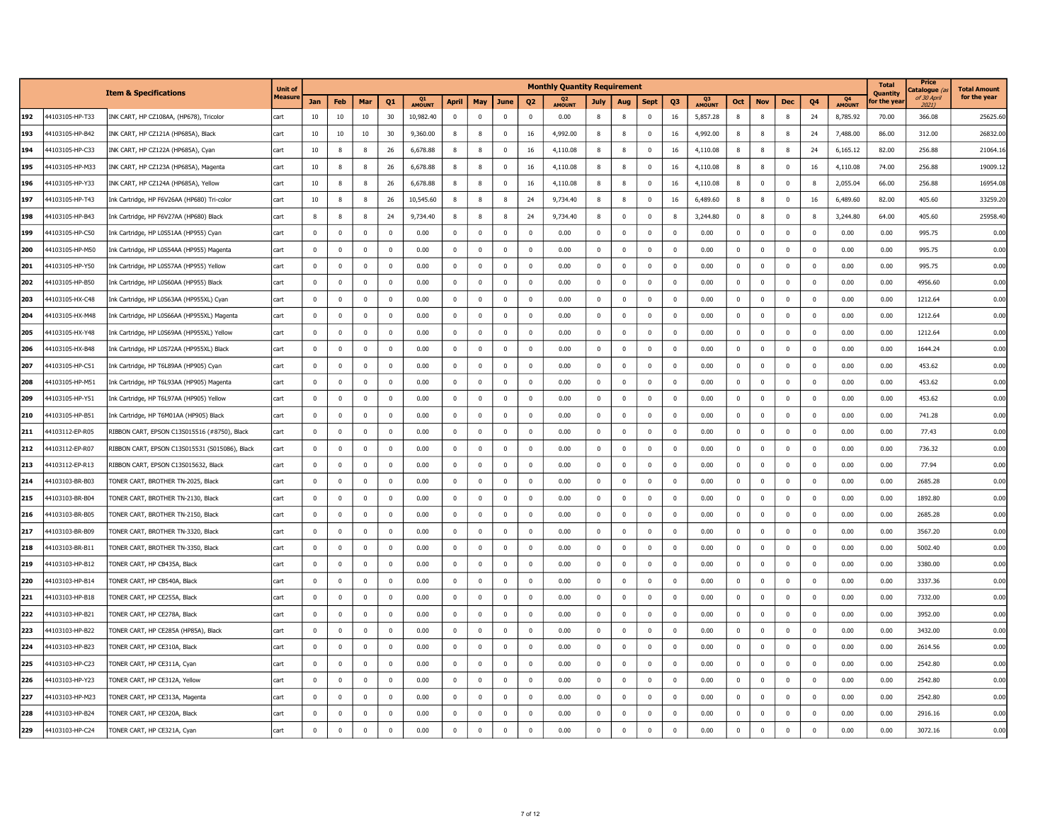| | | Item & Specifications | Unit of Measure | Monthly Quantity Requirement | | | | | | | | | | | | | | | | | | | | | Total Quantity for the year | Price Catalogue (as of 30 April 2021) | Total Amount for the year |
|---|---|---|---|---|---|---|---|---|---|---|---|---|---|---|---|---|---|---|---|---|---|---|---|---|---|---|---|
| | | | | Jan | Feb | Mar | Q1 | Q1 AMOUNT | April | May | June | Q2 | Q2 AMOUNT | July | Aug | Sept | Q3 | Q3 AMOUNT | Oct | Nov | Dec | Q4 | Q4 AMOUNT | | | |
| 192 | 44103105-HP-T33 | INK CART, HP CZ108AA, (HP678), Tricolor | cart | 10 | 10 | 10 | 30 | 10,982.40 | 0 | 0 | 0 | 0 | 0.00 | 8 | 8 | 0 | 16 | 5,857.28 | 8 | 8 | 8 | 24 | 8,785.92 | 70.00 | 366.08 | 25625.60 |
| 193 | 44103105-HP-B42 | INK CART, HP CZ121A (HP685A), Black | cart | 10 | 10 | 10 | 30 | 9,360.00 | 8 | 8 | 0 | 16 | 4,992.00 | 8 | 8 | 0 | 16 | 4,992.00 | 8 | 8 | 8 | 24 | 7,488.00 | 86.00 | 312.00 | 26832.00 |
| 194 | 44103105-HP-C33 | INK CART, HP CZ122A (HP685A), Cyan | cart | 10 | 8 | 8 | 26 | 6,678.88 | 8 | 8 | 0 | 16 | 4,110.08 | 8 | 8 | 0 | 16 | 4,110.08 | 8 | 8 | 8 | 24 | 6,165.12 | 82.00 | 256.88 | 21064.16 |
| 195 | 44103105-HP-M33 | INK CART, HP CZ123A (HP685A), Magenta | cart | 10 | 8 | 8 | 26 | 6,678.88 | 8 | 8 | 0 | 16 | 4,110.08 | 8 | 8 | 0 | 16 | 4,110.08 | 8 | 8 | 0 | 16 | 4,110.08 | 74.00 | 256.88 | 19009.12 |
| 196 | 44103105-HP-Y33 | INK CART, HP CZ124A (HP685A), Yellow | cart | 10 | 8 | 8 | 26 | 6,678.88 | 8 | 8 | 0 | 16 | 4,110.08 | 8 | 8 | 0 | 16 | 4,110.08 | 8 | 0 | 0 | 8 | 2,055.04 | 66.00 | 256.88 | 16954.08 |
| 197 | 44103105-HP-T43 | Ink Cartridge, HP F6V26AA (HP680) Tri-color | cart | 10 | 8 | 8 | 26 | 10,545.60 | 8 | 8 | 8 | 24 | 9,734.40 | 8 | 8 | 0 | 16 | 6,489.60 | 8 | 8 | 0 | 16 | 6,489.60 | 82.00 | 405.60 | 33259.20 |
| 198 | 44103105-HP-B43 | Ink Cartridge, HP F6V27AA (HP680) Black | cart | 8 | 8 | 8 | 24 | 9,734.40 | 8 | 8 | 8 | 24 | 9,734.40 | 8 | 0 | 0 | 8 | 3,244.80 | 0 | 8 | 0 | 8 | 3,244.80 | 64.00 | 405.60 | 25958.40 |
| 199 | 44103105-HP-C50 | Ink Cartridge, HP L0S51AA (HP955) Cyan | cart | 0 | 0 | 0 | 0 | 0.00 | 0 | 0 | 0 | 0 | 0.00 | 0 | 0 | 0 | 0 | 0.00 | 0 | 0 | 0 | 0 | 0.00 | 0.00 | 995.75 | 0.00 |
| 200 | 44103105-HP-M50 | Ink Cartridge, HP L0S54AA (HP955) Magenta | cart | 0 | 0 | 0 | 0 | 0.00 | 0 | 0 | 0 | 0 | 0.00 | 0 | 0 | 0 | 0 | 0.00 | 0 | 0 | 0 | 0 | 0.00 | 0.00 | 995.75 | 0.00 |
| 201 | 44103105-HP-Y50 | Ink Cartridge, HP L0S57AA (HP955) Yellow | cart | 0 | 0 | 0 | 0 | 0.00 | 0 | 0 | 0 | 0 | 0.00 | 0 | 0 | 0 | 0 | 0.00 | 0 | 0 | 0 | 0 | 0.00 | 0.00 | 995.75 | 0.00 |
| 202 | 44103105-HP-B50 | Ink Cartridge, HP L0S60AA (HP955) Black | cart | 0 | 0 | 0 | 0 | 0.00 | 0 | 0 | 0 | 0 | 0.00 | 0 | 0 | 0 | 0 | 0.00 | 0 | 0 | 0 | 0 | 0.00 | 0.00 | 4956.60 | 0.00 |
| 203 | 44103105-HX-C48 | Ink Cartridge, HP L0S63AA (HP955XL) Cyan | cart | 0 | 0 | 0 | 0 | 0.00 | 0 | 0 | 0 | 0 | 0.00 | 0 | 0 | 0 | 0 | 0.00 | 0 | 0 | 0 | 0 | 0.00 | 0.00 | 1212.64 | 0.00 |
| 204 | 44103105-HX-M48 | Ink Cartridge, HP L0S66AA (HP955XL) Magenta | cart | 0 | 0 | 0 | 0 | 0.00 | 0 | 0 | 0 | 0 | 0.00 | 0 | 0 | 0 | 0 | 0.00 | 0 | 0 | 0 | 0 | 0.00 | 0.00 | 1212.64 | 0.00 |
| 205 | 44103105-HX-Y48 | Ink Cartridge, HP L0S69AA (HP955XL) Yellow | cart | 0 | 0 | 0 | 0 | 0.00 | 0 | 0 | 0 | 0 | 0.00 | 0 | 0 | 0 | 0 | 0.00 | 0 | 0 | 0 | 0 | 0.00 | 0.00 | 1212.64 | 0.00 |
| 206 | 44103105-HX-B48 | Ink Cartridge, HP L0S72AA (HP955XL) Black | cart | 0 | 0 | 0 | 0 | 0.00 | 0 | 0 | 0 | 0 | 0.00 | 0 | 0 | 0 | 0 | 0.00 | 0 | 0 | 0 | 0 | 0.00 | 0.00 | 1644.24 | 0.00 |
| 207 | 44103105-HP-C51 | Ink Cartridge, HP T6L89AA (HP905) Cyan | cart | 0 | 0 | 0 | 0 | 0.00 | 0 | 0 | 0 | 0 | 0.00 | 0 | 0 | 0 | 0 | 0.00 | 0 | 0 | 0 | 0 | 0.00 | 0.00 | 453.62 | 0.00 |
| 208 | 44103105-HP-M51 | Ink Cartridge, HP T6L93AA (HP905) Magenta | cart | 0 | 0 | 0 | 0 | 0.00 | 0 | 0 | 0 | 0 | 0.00 | 0 | 0 | 0 | 0 | 0.00 | 0 | 0 | 0 | 0 | 0.00 | 0.00 | 453.62 | 0.00 |
| 209 | 44103105-HP-Y51 | Ink Cartridge, HP T6L97AA (HP905) Yellow | cart | 0 | 0 | 0 | 0 | 0.00 | 0 | 0 | 0 | 0 | 0.00 | 0 | 0 | 0 | 0 | 0.00 | 0 | 0 | 0 | 0 | 0.00 | 0.00 | 453.62 | 0.00 |
| 210 | 44103105-HP-B51 | Ink Cartridge, HP T6M01AA (HP905) Black | cart | 0 | 0 | 0 | 0 | 0.00 | 0 | 0 | 0 | 0 | 0.00 | 0 | 0 | 0 | 0 | 0.00 | 0 | 0 | 0 | 0 | 0.00 | 0.00 | 741.28 | 0.00 |
| 211 | 44103112-EP-R05 | RIBBON CART, EPSON C13S015516 (#8750), Black | cart | 0 | 0 | 0 | 0 | 0.00 | 0 | 0 | 0 | 0 | 0.00 | 0 | 0 | 0 | 0 | 0.00 | 0 | 0 | 0 | 0 | 0.00 | 0.00 | 77.43 | 0.00 |
| 212 | 44103112-EP-R07 | RIBBON CART, EPSON C13S015531 (S015086), Black | cart | 0 | 0 | 0 | 0 | 0.00 | 0 | 0 | 0 | 0 | 0.00 | 0 | 0 | 0 | 0 | 0.00 | 0 | 0 | 0 | 0 | 0.00 | 0.00 | 736.32 | 0.00 |
| 213 | 44103112-EP-R13 | RIBBON CART, EPSON C13S015632, Black | cart | 0 | 0 | 0 | 0 | 0.00 | 0 | 0 | 0 | 0 | 0.00 | 0 | 0 | 0 | 0 | 0.00 | 0 | 0 | 0 | 0 | 0.00 | 0.00 | 77.94 | 0.00 |
| 214 | 44103103-BR-B03 | TONER CART, BROTHER TN-2025, Black | cart | 0 | 0 | 0 | 0 | 0.00 | 0 | 0 | 0 | 0 | 0.00 | 0 | 0 | 0 | 0 | 0.00 | 0 | 0 | 0 | 0 | 0.00 | 0.00 | 2685.28 | 0.00 |
| 215 | 44103103-BR-B04 | TONER CART, BROTHER TN-2130, Black | cart | 0 | 0 | 0 | 0 | 0.00 | 0 | 0 | 0 | 0 | 0.00 | 0 | 0 | 0 | 0 | 0.00 | 0 | 0 | 0 | 0 | 0.00 | 0.00 | 1892.80 | 0.00 |
| 216 | 44103103-BR-B05 | TONER CART, BROTHER TN-2150, Black | cart | 0 | 0 | 0 | 0 | 0.00 | 0 | 0 | 0 | 0 | 0.00 | 0 | 0 | 0 | 0 | 0.00 | 0 | 0 | 0 | 0 | 0.00 | 0.00 | 2685.28 | 0.00 |
| 217 | 44103103-BR-B09 | TONER CART, BROTHER TN-3320, Black | cart | 0 | 0 | 0 | 0 | 0.00 | 0 | 0 | 0 | 0 | 0.00 | 0 | 0 | 0 | 0 | 0.00 | 0 | 0 | 0 | 0 | 0.00 | 0.00 | 3567.20 | 0.00 |
| 218 | 44103103-BR-B11 | TONER CART, BROTHER TN-3350, Black | cart | 0 | 0 | 0 | 0 | 0.00 | 0 | 0 | 0 | 0 | 0.00 | 0 | 0 | 0 | 0 | 0.00 | 0 | 0 | 0 | 0 | 0.00 | 0.00 | 5002.40 | 0.00 |
| 219 | 44103103-HP-B12 | TONER CART, HP CB435A, Black | cart | 0 | 0 | 0 | 0 | 0.00 | 0 | 0 | 0 | 0 | 0.00 | 0 | 0 | 0 | 0 | 0.00 | 0 | 0 | 0 | 0 | 0.00 | 0.00 | 3380.00 | 0.00 |
| 220 | 44103103-HP-B14 | TONER CART, HP CB540A, Black | cart | 0 | 0 | 0 | 0 | 0.00 | 0 | 0 | 0 | 0 | 0.00 | 0 | 0 | 0 | 0 | 0.00 | 0 | 0 | 0 | 0 | 0.00 | 0.00 | 3337.36 | 0.00 |
| 221 | 44103103-HP-B18 | TONER CART, HP CE255A, Black | cart | 0 | 0 | 0 | 0 | 0.00 | 0 | 0 | 0 | 0 | 0.00 | 0 | 0 | 0 | 0 | 0.00 | 0 | 0 | 0 | 0 | 0.00 | 0.00 | 7332.00 | 0.00 |
| 222 | 44103103-HP-B21 | TONER CART, HP CE278A, Black | cart | 0 | 0 | 0 | 0 | 0.00 | 0 | 0 | 0 | 0 | 0.00 | 0 | 0 | 0 | 0 | 0.00 | 0 | 0 | 0 | 0 | 0.00 | 0.00 | 3952.00 | 0.00 |
| 223 | 44103103-HP-B22 | TONER CART, HP CE285A (HP85A), Black | cart | 0 | 0 | 0 | 0 | 0.00 | 0 | 0 | 0 | 0 | 0.00 | 0 | 0 | 0 | 0 | 0.00 | 0 | 0 | 0 | 0 | 0.00 | 0.00 | 3432.00 | 0.00 |
| 224 | 44103103-HP-B23 | TONER CART, HP CE310A, Black | cart | 0 | 0 | 0 | 0 | 0.00 | 0 | 0 | 0 | 0 | 0.00 | 0 | 0 | 0 | 0 | 0.00 | 0 | 0 | 0 | 0 | 0.00 | 0.00 | 2614.56 | 0.00 |
| 225 | 44103103-HP-C23 | TONER CART, HP CE311A, Cyan | cart | 0 | 0 | 0 | 0 | 0.00 | 0 | 0 | 0 | 0 | 0.00 | 0 | 0 | 0 | 0 | 0.00 | 0 | 0 | 0 | 0 | 0.00 | 0.00 | 2542.80 | 0.00 |
| 226 | 44103103-HP-Y23 | TONER CART, HP CE312A, Yellow | cart | 0 | 0 | 0 | 0 | 0.00 | 0 | 0 | 0 | 0 | 0.00 | 0 | 0 | 0 | 0 | 0.00 | 0 | 0 | 0 | 0 | 0.00 | 0.00 | 2542.80 | 0.00 |
| 227 | 44103103-HP-M23 | TONER CART, HP CE313A, Magenta | cart | 0 | 0 | 0 | 0 | 0.00 | 0 | 0 | 0 | 0 | 0.00 | 0 | 0 | 0 | 0 | 0.00 | 0 | 0 | 0 | 0 | 0.00 | 0.00 | 2542.80 | 0.00 |
| 228 | 44103103-HP-B24 | TONER CART, HP CE320A, Black | cart | 0 | 0 | 0 | 0 | 0.00 | 0 | 0 | 0 | 0 | 0.00 | 0 | 0 | 0 | 0 | 0.00 | 0 | 0 | 0 | 0 | 0.00 | 0.00 | 2916.16 | 0.00 |
| 229 | 44103103-HP-C24 | TONER CART, HP CE321A, Cyan | cart | 0 | 0 | 0 | 0 | 0.00 | 0 | 0 | 0 | 0 | 0.00 | 0 | 0 | 0 | 0 | 0.00 | 0 | 0 | 0 | 0 | 0.00 | 0.00 | 3072.16 | 0.00 |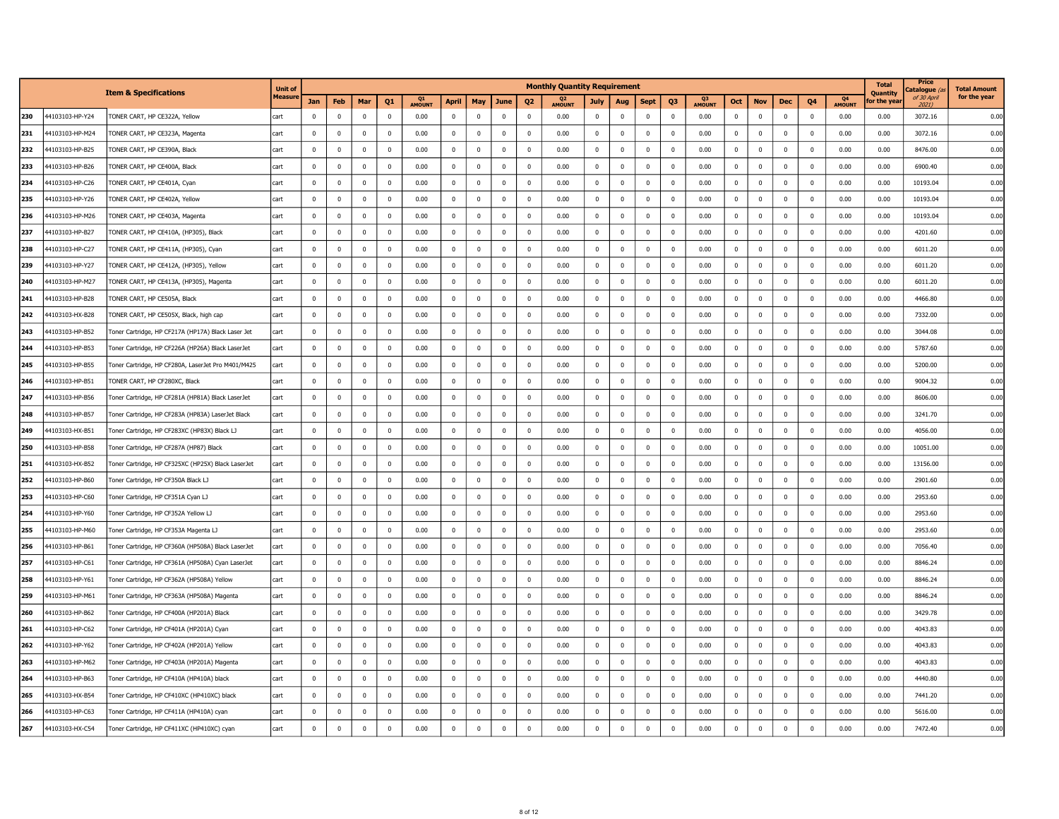| | Item & Specifications | | Unit of Measure | Monthly Quantity Requirement | | | | | | | | | | | | | | | | | | | | | Total Quantity for the year | Price Catalogue (as of 30 April 2021) | Total Amount for the year |
|---|---|---|---|---|---|---|---|---|---|---|---|---|---|---|---|---|---|---|---|---|---|---|---|---|---|---|---|
| | | | | Jan | Feb | Mar | Q1 | Q1 AMOUNT | April | May | June | Q2 | Q2 AMOUNT | July | Aug | Sept | Q3 | Q3 AMOUNT | Oct | Nov | Dec | Q4 | Q4 AMOUNT | | | |
| 230 | 44103103-HP-Y24 | TONER CART, HP CE322A, Yellow | cart | 0 | 0 | 0 | 0 | 0.00 | 0 | 0 | 0 | 0 | 0.00 | 0 | 0 | 0 | 0 | 0.00 | 0 | 0 | 0 | 0 | 0.00 | 0.00 | 3072.16 | 0.00 |
| 231 | 44103103-HP-M24 | TONER CART, HP CE323A, Magenta | cart | 0 | 0 | 0 | 0 | 0.00 | 0 | 0 | 0 | 0 | 0.00 | 0 | 0 | 0 | 0 | 0.00 | 0 | 0 | 0 | 0 | 0.00 | 0.00 | 3072.16 | 0.00 |
| 232 | 44103103-HP-B25 | TONER CART, HP CE390A, Black | cart | 0 | 0 | 0 | 0 | 0.00 | 0 | 0 | 0 | 0 | 0.00 | 0 | 0 | 0 | 0 | 0.00 | 0 | 0 | 0 | 0 | 0.00 | 0.00 | 8476.00 | 0.00 |
| 233 | 44103103-HP-B26 | TONER CART, HP CE400A, Black | cart | 0 | 0 | 0 | 0 | 0.00 | 0 | 0 | 0 | 0 | 0.00 | 0 | 0 | 0 | 0 | 0.00 | 0 | 0 | 0 | 0 | 0.00 | 0.00 | 6900.40 | 0.00 |
| 234 | 44103103-HP-C26 | TONER CART, HP CE401A, Cyan | cart | 0 | 0 | 0 | 0 | 0.00 | 0 | 0 | 0 | 0 | 0.00 | 0 | 0 | 0 | 0 | 0.00 | 0 | 0 | 0 | 0 | 0.00 | 0.00 | 10193.04 | 0.00 |
| 235 | 44103103-HP-Y26 | TONER CART, HP CE402A, Yellow | cart | 0 | 0 | 0 | 0 | 0.00 | 0 | 0 | 0 | 0 | 0.00 | 0 | 0 | 0 | 0 | 0.00 | 0 | 0 | 0 | 0 | 0.00 | 0.00 | 10193.04 | 0.00 |
| 236 | 44103103-HP-M26 | TONER CART, HP CE403A, Magenta | cart | 0 | 0 | 0 | 0 | 0.00 | 0 | 0 | 0 | 0 | 0.00 | 0 | 0 | 0 | 0 | 0.00 | 0 | 0 | 0 | 0 | 0.00 | 0.00 | 10193.04 | 0.00 |
| 237 | 44103103-HP-B27 | TONER CART, HP CE410A, (HP305), Black | cart | 0 | 0 | 0 | 0 | 0.00 | 0 | 0 | 0 | 0 | 0.00 | 0 | 0 | 0 | 0 | 0.00 | 0 | 0 | 0 | 0 | 0.00 | 0.00 | 4201.60 | 0.00 |
| 238 | 44103103-HP-C27 | TONER CART, HP CE411A, (HP305), Cyan | cart | 0 | 0 | 0 | 0 | 0.00 | 0 | 0 | 0 | 0 | 0.00 | 0 | 0 | 0 | 0 | 0.00 | 0 | 0 | 0 | 0 | 0.00 | 0.00 | 6011.20 | 0.00 |
| 239 | 44103103-HP-Y27 | TONER CART, HP CE412A, (HP305), Yellow | cart | 0 | 0 | 0 | 0 | 0.00 | 0 | 0 | 0 | 0 | 0.00 | 0 | 0 | 0 | 0 | 0.00 | 0 | 0 | 0 | 0 | 0.00 | 0.00 | 6011.20 | 0.00 |
| 240 | 44103103-HP-M27 | TONER CART, HP CE413A, (HP305), Magenta | cart | 0 | 0 | 0 | 0 | 0.00 | 0 | 0 | 0 | 0 | 0.00 | 0 | 0 | 0 | 0 | 0.00 | 0 | 0 | 0 | 0 | 0.00 | 0.00 | 6011.20 | 0.00 |
| 241 | 44103103-HP-B28 | TONER CART, HP CE505A, Black | cart | 0 | 0 | 0 | 0 | 0.00 | 0 | 0 | 0 | 0 | 0.00 | 0 | 0 | 0 | 0 | 0.00 | 0 | 0 | 0 | 0 | 0.00 | 0.00 | 4466.80 | 0.00 |
| 242 | 44103103-HX-B28 | TONER CART, HP CE505X, Black, high cap | cart | 0 | 0 | 0 | 0 | 0.00 | 0 | 0 | 0 | 0 | 0.00 | 0 | 0 | 0 | 0 | 0.00 | 0 | 0 | 0 | 0 | 0.00 | 0.00 | 7332.00 | 0.00 |
| 243 | 44103103-HP-B52 | Toner Cartridge, HP CF217A (HP17A) Black Laser Jet | cart | 0 | 0 | 0 | 0 | 0.00 | 0 | 0 | 0 | 0 | 0.00 | 0 | 0 | 0 | 0 | 0.00 | 0 | 0 | 0 | 0 | 0.00 | 0.00 | 3044.08 | 0.00 |
| 244 | 44103103-HP-B53 | Toner Cartridge, HP CF226A (HP26A) Black LaserJet | cart | 0 | 0 | 0 | 0 | 0.00 | 0 | 0 | 0 | 0 | 0.00 | 0 | 0 | 0 | 0 | 0.00 | 0 | 0 | 0 | 0 | 0.00 | 0.00 | 5787.60 | 0.00 |
| 245 | 44103103-HP-B55 | Toner Cartridge, HP CF280A, LaserJet Pro M401/M425 | cart | 0 | 0 | 0 | 0 | 0.00 | 0 | 0 | 0 | 0 | 0.00 | 0 | 0 | 0 | 0 | 0.00 | 0 | 0 | 0 | 0 | 0.00 | 0.00 | 5200.00 | 0.00 |
| 246 | 44103103-HP-B51 | TONER CART, HP CF280XC, Black | cart | 0 | 0 | 0 | 0 | 0.00 | 0 | 0 | 0 | 0 | 0.00 | 0 | 0 | 0 | 0 | 0.00 | 0 | 0 | 0 | 0 | 0.00 | 0.00 | 9004.32 | 0.00 |
| 247 | 44103103-HP-B56 | Toner Cartridge, HP CF281A (HP81A) Black LaserJet | cart | 0 | 0 | 0 | 0 | 0.00 | 0 | 0 | 0 | 0 | 0.00 | 0 | 0 | 0 | 0 | 0.00 | 0 | 0 | 0 | 0 | 0.00 | 0.00 | 8606.00 | 0.00 |
| 248 | 44103103-HP-B57 | Toner Cartridge, HP CF283A (HP83A) LaserJet Black | cart | 0 | 0 | 0 | 0 | 0.00 | 0 | 0 | 0 | 0 | 0.00 | 0 | 0 | 0 | 0 | 0.00 | 0 | 0 | 0 | 0 | 0.00 | 0.00 | 3241.70 | 0.00 |
| 249 | 44103103-HX-B51 | Toner Cartridge, HP CF283XC (HP83X) Black LJ | cart | 0 | 0 | 0 | 0 | 0.00 | 0 | 0 | 0 | 0 | 0.00 | 0 | 0 | 0 | 0 | 0.00 | 0 | 0 | 0 | 0 | 0.00 | 0.00 | 4056.00 | 0.00 |
| 250 | 44103103-HP-B58 | Toner Cartridge, HP CF287A (HP87) Black | cart | 0 | 0 | 0 | 0 | 0.00 | 0 | 0 | 0 | 0 | 0.00 | 0 | 0 | 0 | 0 | 0.00 | 0 | 0 | 0 | 0 | 0.00 | 0.00 | 10051.00 | 0.00 |
| 251 | 44103103-HX-B52 | Toner Cartridge, HP CF325XC (HP25X) Black LaserJet | cart | 0 | 0 | 0 | 0 | 0.00 | 0 | 0 | 0 | 0 | 0.00 | 0 | 0 | 0 | 0 | 0.00 | 0 | 0 | 0 | 0 | 0.00 | 0.00 | 13156.00 | 0.00 |
| 252 | 44103103-HP-B60 | Toner Cartridge, HP CF350A Black LJ | cart | 0 | 0 | 0 | 0 | 0.00 | 0 | 0 | 0 | 0 | 0.00 | 0 | 0 | 0 | 0 | 0.00 | 0 | 0 | 0 | 0 | 0.00 | 0.00 | 2901.60 | 0.00 |
| 253 | 44103103-HP-C60 | Toner Cartridge, HP CF351A Cyan LJ | cart | 0 | 0 | 0 | 0 | 0.00 | 0 | 0 | 0 | 0 | 0.00 | 0 | 0 | 0 | 0 | 0.00 | 0 | 0 | 0 | 0 | 0.00 | 0.00 | 2953.60 | 0.00 |
| 254 | 44103103-HP-Y60 | Toner Cartridge, HP CF352A Yellow LJ | cart | 0 | 0 | 0 | 0 | 0.00 | 0 | 0 | 0 | 0 | 0.00 | 0 | 0 | 0 | 0 | 0.00 | 0 | 0 | 0 | 0 | 0.00 | 0.00 | 2953.60 | 0.00 |
| 255 | 44103103-HP-M60 | Toner Cartridge, HP CF353A Magenta LJ | cart | 0 | 0 | 0 | 0 | 0.00 | 0 | 0 | 0 | 0 | 0.00 | 0 | 0 | 0 | 0 | 0.00 | 0 | 0 | 0 | 0 | 0.00 | 0.00 | 2953.60 | 0.00 |
| 256 | 44103103-HP-B61 | Toner Cartridge, HP CF360A (HP508A) Black LaserJet | cart | 0 | 0 | 0 | 0 | 0.00 | 0 | 0 | 0 | 0 | 0.00 | 0 | 0 | 0 | 0 | 0.00 | 0 | 0 | 0 | 0 | 0.00 | 0.00 | 7056.40 | 0.00 |
| 257 | 44103103-HP-C61 | Toner Cartridge, HP CF361A (HP508A) Cyan LaserJet | cart | 0 | 0 | 0 | 0 | 0.00 | 0 | 0 | 0 | 0 | 0.00 | 0 | 0 | 0 | 0 | 0.00 | 0 | 0 | 0 | 0 | 0.00 | 0.00 | 8846.24 | 0.00 |
| 258 | 44103103-HP-Y61 | Toner Cartridge, HP CF362A (HP508A) Yellow | cart | 0 | 0 | 0 | 0 | 0.00 | 0 | 0 | 0 | 0 | 0.00 | 0 | 0 | 0 | 0 | 0.00 | 0 | 0 | 0 | 0 | 0.00 | 0.00 | 8846.24 | 0.00 |
| 259 | 44103103-HP-M61 | Toner Cartridge, HP CF363A (HP508A) Magenta | cart | 0 | 0 | 0 | 0 | 0.00 | 0 | 0 | 0 | 0 | 0.00 | 0 | 0 | 0 | 0 | 0.00 | 0 | 0 | 0 | 0 | 0.00 | 0.00 | 8846.24 | 0.00 |
| 260 | 44103103-HP-B62 | Toner Cartridge, HP CF400A (HP201A) Black | cart | 0 | 0 | 0 | 0 | 0.00 | 0 | 0 | 0 | 0 | 0.00 | 0 | 0 | 0 | 0 | 0.00 | 0 | 0 | 0 | 0 | 0.00 | 0.00 | 3429.78 | 0.00 |
| 261 | 44103103-HP-C62 | Toner Cartridge, HP CF401A (HP201A) Cyan | cart | 0 | 0 | 0 | 0 | 0.00 | 0 | 0 | 0 | 0 | 0.00 | 0 | 0 | 0 | 0 | 0.00 | 0 | 0 | 0 | 0 | 0.00 | 0.00 | 4043.83 | 0.00 |
| 262 | 44103103-HP-Y62 | Toner Cartridge, HP CF402A (HP201A) Yellow | cart | 0 | 0 | 0 | 0 | 0.00 | 0 | 0 | 0 | 0 | 0.00 | 0 | 0 | 0 | 0 | 0.00 | 0 | 0 | 0 | 0 | 0.00 | 0.00 | 4043.83 | 0.00 |
| 263 | 44103103-HP-M62 | Toner Cartridge, HP CF403A (HP201A) Magenta | cart | 0 | 0 | 0 | 0 | 0.00 | 0 | 0 | 0 | 0 | 0.00 | 0 | 0 | 0 | 0 | 0.00 | 0 | 0 | 0 | 0 | 0.00 | 0.00 | 4043.83 | 0.00 |
| 264 | 44103103-HP-B63 | Toner Cartridge, HP CF410A (HP410A) black | cart | 0 | 0 | 0 | 0 | 0.00 | 0 | 0 | 0 | 0 | 0.00 | 0 | 0 | 0 | 0 | 0.00 | 0 | 0 | 0 | 0 | 0.00 | 0.00 | 4440.80 | 0.00 |
| 265 | 44103103-HX-B54 | Toner Cartridge, HP CF410XC (HP410XC) black | cart | 0 | 0 | 0 | 0 | 0.00 | 0 | 0 | 0 | 0 | 0.00 | 0 | 0 | 0 | 0 | 0.00 | 0 | 0 | 0 | 0 | 0.00 | 0.00 | 7441.20 | 0.00 |
| 266 | 44103103-HP-C63 | Toner Cartridge, HP CF411A (HP410A) cyan | cart | 0 | 0 | 0 | 0 | 0.00 | 0 | 0 | 0 | 0 | 0.00 | 0 | 0 | 0 | 0 | 0.00 | 0 | 0 | 0 | 0 | 0.00 | 0.00 | 5616.00 | 0.00 |
| 267 | 44103103-HX-C54 | Toner Cartridge, HP CF411XC (HP410XC) cyan | cart | 0 | 0 | 0 | 0 | 0.00 | 0 | 0 | 0 | 0 | 0.00 | 0 | 0 | 0 | 0 | 0.00 | 0 | 0 | 0 | 0 | 0.00 | 0.00 | 7472.40 | 0.00 |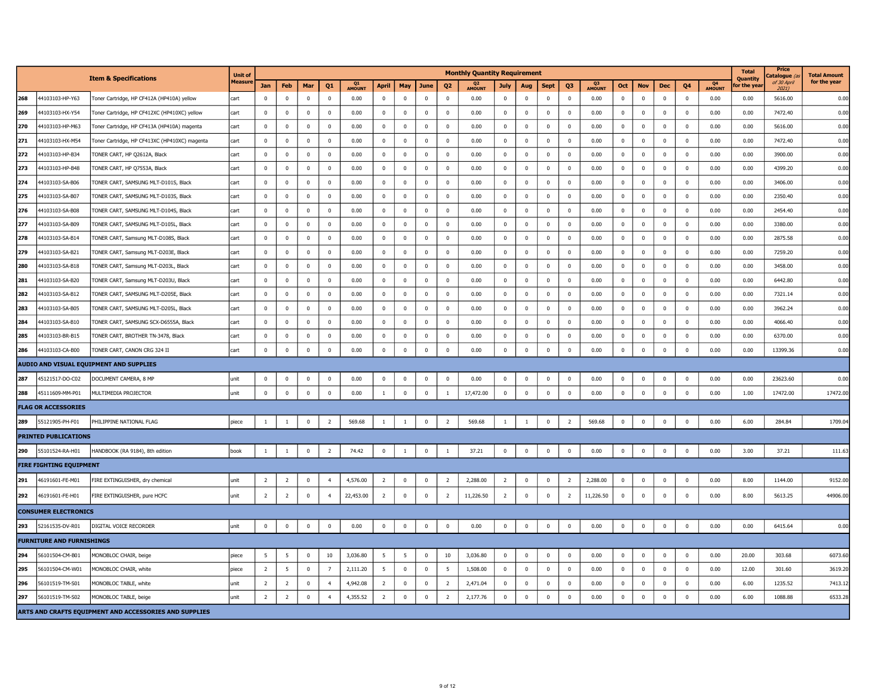| | Item & Specifications | | Unit of Measure | Monthly Quantity Requirement | | | | | | | | | | | | | | | | | | | | Total Quantity for the year | Price Catalogue (as of 30 April 2021) | Total Amount for the year |
|---|---|---|---|---|---|---|---|---|---|---|---|---|---|---|---|---|---|---|---|---|---|---|---|---|---|---|
| | | | | Jan | Feb | Mar | Q1 | Q1 AMOUNT | April | May | June | Q2 | Q2 AMOUNT | July | Aug | Sept | Q3 | Q3 AMOUNT | Oct | Nov | Dec | Q4 | Q4 AMOUNT | | | |
| 268 | 44103103-HP-Y63 | Toner Cartridge, HP CF412A (HP410A) yellow | cart | 0 | 0 | 0 | 0 | 0.00 | 0 | 0 | 0 | 0 | 0.00 | 0 | 0 | 0 | 0 | 0.00 | 0 | 0 | 0 | 0 | 0.00 | 0.00 | 5616.00 | 0.00 |
| 269 | 44103103-HX-Y54 | Toner Cartridge, HP CF412XC (HP410XC) yellow | cart | 0 | 0 | 0 | 0 | 0.00 | 0 | 0 | 0 | 0 | 0.00 | 0 | 0 | 0 | 0 | 0.00 | 0 | 0 | 0 | 0 | 0.00 | 0.00 | 7472.40 | 0.00 |
| 270 | 44103103-HP-M63 | Toner Cartridge, HP CF413A (HP410A) magenta | cart | 0 | 0 | 0 | 0 | 0.00 | 0 | 0 | 0 | 0 | 0.00 | 0 | 0 | 0 | 0 | 0.00 | 0 | 0 | 0 | 0 | 0.00 | 0.00 | 5616.00 | 0.00 |
| 271 | 44103103-HX-M54 | Toner Cartridge, HP CF413XC (HP410XC) magenta | cart | 0 | 0 | 0 | 0 | 0.00 | 0 | 0 | 0 | 0 | 0.00 | 0 | 0 | 0 | 0 | 0.00 | 0 | 0 | 0 | 0 | 0.00 | 0.00 | 7472.40 | 0.00 |
| 272 | 44103103-HP-B34 | TONER CART, HP Q2612A, Black | cart | 0 | 0 | 0 | 0 | 0.00 | 0 | 0 | 0 | 0 | 0.00 | 0 | 0 | 0 | 0 | 0.00 | 0 | 0 | 0 | 0 | 0.00 | 0.00 | 3900.00 | 0.00 |
| 273 | 44103103-HP-B48 | TONER CART, HP Q7553A, Black | cart | 0 | 0 | 0 | 0 | 0.00 | 0 | 0 | 0 | 0 | 0.00 | 0 | 0 | 0 | 0 | 0.00 | 0 | 0 | 0 | 0 | 0.00 | 0.00 | 4399.20 | 0.00 |
| 274 | 44103103-SA-B06 | TONER CART, SAMSUNG MLT-D101S, Black | cart | 0 | 0 | 0 | 0 | 0.00 | 0 | 0 | 0 | 0 | 0.00 | 0 | 0 | 0 | 0 | 0.00 | 0 | 0 | 0 | 0 | 0.00 | 0.00 | 3406.00 | 0.00 |
| 275 | 44103103-SA-B07 | TONER CART, SAMSUNG MLT-D103S, Black | cart | 0 | 0 | 0 | 0 | 0.00 | 0 | 0 | 0 | 0 | 0.00 | 0 | 0 | 0 | 0 | 0.00 | 0 | 0 | 0 | 0 | 0.00 | 0.00 | 2350.40 | 0.00 |
| 276 | 44103103-SA-B08 | TONER CART, SAMSUNG MLT-D104S, Black | cart | 0 | 0 | 0 | 0 | 0.00 | 0 | 0 | 0 | 0 | 0.00 | 0 | 0 | 0 | 0 | 0.00 | 0 | 0 | 0 | 0 | 0.00 | 0.00 | 2454.40 | 0.00 |
| 277 | 44103103-SA-B09 | TONER CART, SAMSUNG MLT-D105L, Black | cart | 0 | 0 | 0 | 0 | 0.00 | 0 | 0 | 0 | 0 | 0.00 | 0 | 0 | 0 | 0 | 0.00 | 0 | 0 | 0 | 0 | 0.00 | 0.00 | 3380.00 | 0.00 |
| 278 | 44103103-SA-B14 | TONER CART, Samsung MLT-D108S, Black | cart | 0 | 0 | 0 | 0 | 0.00 | 0 | 0 | 0 | 0 | 0.00 | 0 | 0 | 0 | 0 | 0.00 | 0 | 0 | 0 | 0 | 0.00 | 0.00 | 2875.58 | 0.00 |
| 279 | 44103103-SA-B21 | TONER CART, Samsung MLT-D203E, Black | cart | 0 | 0 | 0 | 0 | 0.00 | 0 | 0 | 0 | 0 | 0.00 | 0 | 0 | 0 | 0 | 0.00 | 0 | 0 | 0 | 0 | 0.00 | 0.00 | 7259.20 | 0.00 |
| 280 | 44103103-SA-B18 | TONER CART, Samsung MLT-D203L, Black | cart | 0 | 0 | 0 | 0 | 0.00 | 0 | 0 | 0 | 0 | 0.00 | 0 | 0 | 0 | 0 | 0.00 | 0 | 0 | 0 | 0 | 0.00 | 0.00 | 3458.00 | 0.00 |
| 281 | 44103103-SA-B20 | TONER CART, Samsung MLT-D203U, Black | cart | 0 | 0 | 0 | 0 | 0.00 | 0 | 0 | 0 | 0 | 0.00 | 0 | 0 | 0 | 0 | 0.00 | 0 | 0 | 0 | 0 | 0.00 | 0.00 | 6442.80 | 0.00 |
| 282 | 44103103-SA-B12 | TONER CART, SAMSUNG MLT-D205E, Black | cart | 0 | 0 | 0 | 0 | 0.00 | 0 | 0 | 0 | 0 | 0.00 | 0 | 0 | 0 | 0 | 0.00 | 0 | 0 | 0 | 0 | 0.00 | 0.00 | 7321.14 | 0.00 |
| 283 | 44103103-SA-B05 | TONER CART, SAMSUNG MLT-D205L, Black | cart | 0 | 0 | 0 | 0 | 0.00 | 0 | 0 | 0 | 0 | 0.00 | 0 | 0 | 0 | 0 | 0.00 | 0 | 0 | 0 | 0 | 0.00 | 0.00 | 3962.24 | 0.00 |
| 284 | 44103103-SA-B10 | TONER CART, SAMSUNG SCX-D6555A, Black | cart | 0 | 0 | 0 | 0 | 0.00 | 0 | 0 | 0 | 0 | 0.00 | 0 | 0 | 0 | 0 | 0.00 | 0 | 0 | 0 | 0 | 0.00 | 0.00 | 4066.40 | 0.00 |
| 285 | 44103103-BR-B15 | TONER CART, BROTHER TN-3478, Black | cart | 0 | 0 | 0 | 0 | 0.00 | 0 | 0 | 0 | 0 | 0.00 | 0 | 0 | 0 | 0 | 0.00 | 0 | 0 | 0 | 0 | 0.00 | 0.00 | 6370.00 | 0.00 |
| 286 | 44103103-CA-B00 | TONER CART, CANON CRG 324 II | cart | 0 | 0 | 0 | 0 | 0.00 | 0 | 0 | 0 | 0 | 0.00 | 0 | 0 | 0 | 0 | 0.00 | 0 | 0 | 0 | 0 | 0.00 | 0.00 | 13399.36 | 0.00 |
| **AUDIO AND VISUAL EQUIPMENT AND SUPPLIES** | | | | | | | | | | | | | | | | | | | | | | | | | | |
| 287 | 45121517-DO-C02 | DOCUMENT CAMERA, 8 MP | unit | 0 | 0 | 0 | 0 | 0.00 | 0 | 0 | 0 | 0 | 0.00 | 0 | 0 | 0 | 0 | 0.00 | 0 | 0 | 0 | 0 | 0.00 | 0.00 | 23623.60 | 0.00 |
| 288 | 45111609-MM-P01 | MULTIMEDIA PROJECTOR | unit | 0 | 0 | 0 | 0 | 0.00 | 1 | 0 | 0 | 1 | 17,472.00 | 0 | 0 | 0 | 0 | 0.00 | 0 | 0 | 0 | 0 | 0.00 | 1.00 | 17472.00 | 17472.00 |
| **FLAG OR ACCESSORIES** | | | | | | | | | | | | | | | | | | | | | | | | | | |
| 289 | 55121905-PH-F01 | PHILIPPINE NATIONAL FLAG | piece | 1 | 1 | 0 | 2 | 569.68 | 1 | 1 | 0 | 2 | 569.68 | 1 | 1 | 0 | 2 | 569.68 | 0 | 0 | 0 | 0 | 0.00 | 6.00 | 284.84 | 1709.04 |
| **PRINTED PUBLICATIONS** | | | | | | | | | | | | | | | | | | | | | | | | | | |
| 290 | 55101524-RA-H01 | HANDBOOK (RA 9184), 8th edition | book | 1 | 1 | 0 | 2 | 74.42 | 0 | 1 | 0 | 1 | 37.21 | 0 | 0 | 0 | 0 | 0.00 | 0 | 0 | 0 | 0 | 0.00 | 3.00 | 37.21 | 111.63 |
| **FIRE FIGHTING EQUIPMENT** | | | | | | | | | | | | | | | | | | | | | | | | | | |
| 291 | 46191601-FE-M01 | FIRE EXTINGUISHER, dry chemical | unit | 2 | 2 | 0 | 4 | 4,576.00 | 2 | 0 | 0 | 2 | 2,288.00 | 2 | 0 | 0 | 2 | 2,288.00 | 0 | 0 | 0 | 0 | 0.00 | 8.00 | 1144.00 | 9152.00 |
| 292 | 46191601-FE-H01 | FIRE EXTINGUISHER, pure HCFC | unit | 2 | 2 | 0 | 4 | 22,453.00 | 2 | 0 | 0 | 2 | 11,226.50 | 2 | 0 | 0 | 2 | 11,226.50 | 0 | 0 | 0 | 0 | 0.00 | 8.00 | 5613.25 | 44906.00 |
| **CONSUMER ELECTRONICS** | | | | | | | | | | | | | | | | | | | | | | | | | | |
| 293 | 52161535-DV-R01 | DIGITAL VOICE RECORDER | unit | 0 | 0 | 0 | 0 | 0.00 | 0 | 0 | 0 | 0 | 0.00 | 0 | 0 | 0 | 0 | 0.00 | 0 | 0 | 0 | 0 | 0.00 | 0.00 | 6415.64 | 0.00 |
| **FURNITURE AND FURNISHINGS** | | | | | | | | | | | | | | | | | | | | | | | | | | |
| 294 | 56101504-CM-B01 | MONOBLOC CHAIR, beige | piece | 5 | 5 | 0 | 10 | 3,036.80 | 5 | 5 | 0 | 10 | 3,036.80 | 0 | 0 | 0 | 0 | 0.00 | 0 | 0 | 0 | 0 | 0.00 | 20.00 | 303.68 | 6073.60 |
| 295 | 56101504-CM-W01 | MONOBLOC CHAIR, white | piece | 2 | 5 | 0 | 7 | 2,111.20 | 5 | 0 | 0 | 5 | 1,508.00 | 0 | 0 | 0 | 0 | 0.00 | 0 | 0 | 0 | 0 | 0.00 | 12.00 | 301.60 | 3619.20 |
| 296 | 56101519-TM-S01 | MONOBLOC TABLE, white | unit | 2 | 2 | 0 | 4 | 4,942.08 | 2 | 0 | 0 | 2 | 2,471.04 | 0 | 0 | 0 | 0 | 0.00 | 0 | 0 | 0 | 0 | 0.00 | 6.00 | 1235.52 | 7413.12 |
| 297 | 56101519-TM-S02 | MONOBLOC TABLE, beige | unit | 2 | 2 | 0 | 4 | 4,355.52 | 2 | 0 | 0 | 2 | 2,177.76 | 0 | 0 | 0 | 0 | 0.00 | 0 | 0 | 0 | 0 | 0.00 | 6.00 | 1088.88 | 6533.28 |
| **ARTS AND CRAFTS EQUIPMENT AND ACCESSORIES AND SUPPLIES** | | | | | | | | | | | | | | | | | | | | | | | | | | |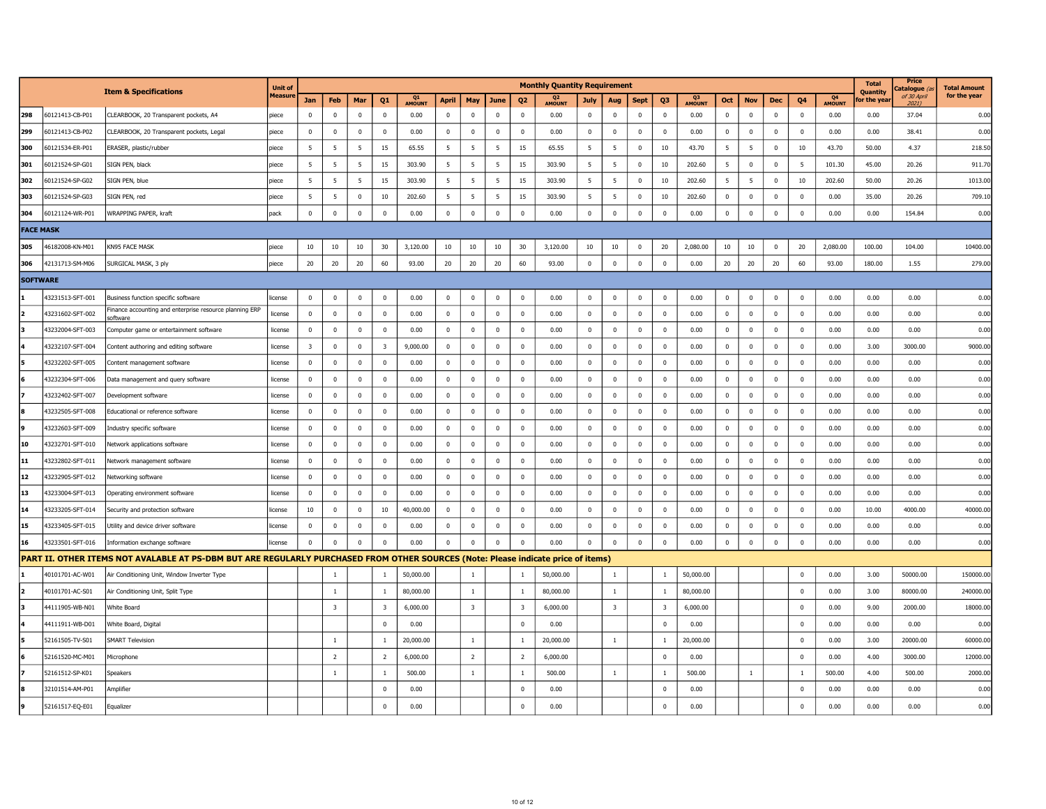| | | Item & Specifications | Unit of Measure | Monthly Quantity Requirement | | | | | | | | | | | | | | | | | | | | Total Quantity for the year | Price Catalogue (as of 30 April 2021) | Total Amount for the year |
|---|---|---|---|---|---|---|---|---|---|---|---|---|---|---|---|---|---|---|---|---|---|---|---|---|---|---|
| | | | | Jan | Feb | Mar | Q1 | Q1 AMOUNT | April | May | June | Q2 | Q2 AMOUNT | July | Aug | Sept | Q3 | Q3 AMOUNT | Oct | Nov | Dec | Q4 | Q4 AMOUNT | | | |
| 298 | 60121413-CB-P01 | CLEARBOOK, 20 Transparent pockets, A4 | piece | 0 | 0 | 0 | 0 | 0.00 | 0 | 0 | 0 | 0 | 0.00 | 0 | 0 | 0 | 0 | 0.00 | 0 | 0 | 0 | 0 | 0.00 | 0.00 | 37.04 | 0.00 |
| 299 | 60121413-CB-P02 | CLEARBOOK, 20 Transparent pockets, Legal | piece | 0 | 0 | 0 | 0 | 0.00 | 0 | 0 | 0 | 0 | 0.00 | 0 | 0 | 0 | 0 | 0.00 | 0 | 0 | 0 | 0 | 0.00 | 0.00 | 38.41 | 0.00 |
| 300 | 60121534-ER-P01 | ERASER, plastic/rubber | piece | 5 | 5 | 5 | 15 | 65.55 | 5 | 5 | 5 | 15 | 65.55 | 5 | 5 | 0 | 10 | 43.70 | 5 | 5 | 0 | 10 | 43.70 | 50.00 | 4.37 | 218.50 |
| 301 | 60121524-SP-G01 | SIGN PEN, black | piece | 5 | 5 | 5 | 15 | 303.90 | 5 | 5 | 5 | 15 | 303.90 | 5 | 5 | 0 | 10 | 202.60 | 5 | 0 | 0 | 5 | 101.30 | 45.00 | 20.26 | 911.70 |
| 302 | 60121524-SP-G02 | SIGN PEN, blue | piece | 5 | 5 | 5 | 15 | 303.90 | 5 | 5 | 5 | 15 | 303.90 | 5 | 5 | 0 | 10 | 202.60 | 5 | 5 | 0 | 10 | 202.60 | 50.00 | 20.26 | 1013.00 |
| 303 | 60121524-SP-G03 | SIGN PEN, red | piece | 5 | 5 | 0 | 10 | 202.60 | 5 | 5 | 5 | 15 | 303.90 | 5 | 5 | 0 | 10 | 202.60 | 0 | 0 | 0 | 0 | 0.00 | 35.00 | 20.26 | 709.10 |
| 304 | 60121124-WR-P01 | WRAPPING PAPER, kraft | pack | 0 | 0 | 0 | 0 | 0.00 | 0 | 0 | 0 | 0 | 0.00 | 0 | 0 | 0 | 0 | 0.00 | 0 | 0 | 0 | 0 | 0.00 | 0.00 | 154.84 | 0.00 |
| **FACE MASK** | | | | | | | | | | | | | | | | | | | | | | | | | | |
| 305 | 46182008-KN-M01 | KN95 FACE MASK | piece | 10 | 10 | 10 | 30 | 3,120.00 | 10 | 10 | 10 | 30 | 3,120.00 | 10 | 10 | 0 | 20 | 2,080.00 | 10 | 10 | 0 | 20 | 2,080.00 | 100.00 | 104.00 | 10400.00 |
| 306 | 42131713-SM-M06 | SURGICAL MASK, 3 ply | piece | 20 | 20 | 20 | 60 | 93.00 | 20 | 20 | 20 | 60 | 93.00 | 0 | 0 | 0 | 0 | 0.00 | 20 | 20 | 20 | 60 | 93.00 | 180.00 | 1.55 | 279.00 |
| **SOFTWARE** | | | | | | | | | | | | | | | | | | | | | | | | | | |
| 1 | 43231513-SFT-001 | Business function specific software | license | 0 | 0 | 0 | 0 | 0.00 | 0 | 0 | 0 | 0 | 0.00 | 0 | 0 | 0 | 0 | 0.00 | 0 | 0 | 0 | 0 | 0.00 | 0.00 | 0.00 | 0.00 |
| 2 | 43231602-SFT-002 | Finance accounting and enterprise resource planning ERP software | license | 0 | 0 | 0 | 0 | 0.00 | 0 | 0 | 0 | 0 | 0.00 | 0 | 0 | 0 | 0 | 0.00 | 0 | 0 | 0 | 0 | 0.00 | 0.00 | 0.00 | 0.00 |
| 3 | 43232004-SFT-003 | Computer game or entertainment software | license | 0 | 0 | 0 | 0 | 0.00 | 0 | 0 | 0 | 0 | 0.00 | 0 | 0 | 0 | 0 | 0.00 | 0 | 0 | 0 | 0 | 0.00 | 0.00 | 0.00 | 0.00 |
| 4 | 43232107-SFT-004 | Content authoring and editing software | license | 3 | 0 | 0 | 3 | 9,000.00 | 0 | 0 | 0 | 0 | 0.00 | 0 | 0 | 0 | 0 | 0.00 | 0 | 0 | 0 | 0 | 0.00 | 3.00 | 3000.00 | 9000.00 |
| 5 | 43232202-SFT-005 | Content management software | license | 0 | 0 | 0 | 0 | 0.00 | 0 | 0 | 0 | 0 | 0.00 | 0 | 0 | 0 | 0 | 0.00 | 0 | 0 | 0 | 0 | 0.00 | 0.00 | 0.00 | 0.00 |
| 6 | 43232304-SFT-006 | Data management and query software | license | 0 | 0 | 0 | 0 | 0.00 | 0 | 0 | 0 | 0 | 0.00 | 0 | 0 | 0 | 0 | 0.00 | 0 | 0 | 0 | 0 | 0.00 | 0.00 | 0.00 | 0.00 |
| 7 | 43232402-SFT-007 | Development software | license | 0 | 0 | 0 | 0 | 0.00 | 0 | 0 | 0 | 0 | 0.00 | 0 | 0 | 0 | 0 | 0.00 | 0 | 0 | 0 | 0 | 0.00 | 0.00 | 0.00 | 0.00 |
| 8 | 43232505-SFT-008 | Educational or reference software | license | 0 | 0 | 0 | 0 | 0.00 | 0 | 0 | 0 | 0 | 0.00 | 0 | 0 | 0 | 0 | 0.00 | 0 | 0 | 0 | 0 | 0.00 | 0.00 | 0.00 | 0.00 |
| 9 | 43232603-SFT-009 | Industry specific software | license | 0 | 0 | 0 | 0 | 0.00 | 0 | 0 | 0 | 0 | 0.00 | 0 | 0 | 0 | 0 | 0.00 | 0 | 0 | 0 | 0 | 0.00 | 0.00 | 0.00 | 0.00 |
| 10 | 43232701-SFT-010 | Network applications software | license | 0 | 0 | 0 | 0 | 0.00 | 0 | 0 | 0 | 0 | 0.00 | 0 | 0 | 0 | 0 | 0.00 | 0 | 0 | 0 | 0 | 0.00 | 0.00 | 0.00 | 0.00 |
| 11 | 43232802-SFT-011 | Network management software | license | 0 | 0 | 0 | 0 | 0.00 | 0 | 0 | 0 | 0 | 0.00 | 0 | 0 | 0 | 0 | 0.00 | 0 | 0 | 0 | 0 | 0.00 | 0.00 | 0.00 | 0.00 |
| 12 | 43232905-SFT-012 | Networking software | license | 0 | 0 | 0 | 0 | 0.00 | 0 | 0 | 0 | 0 | 0.00 | 0 | 0 | 0 | 0 | 0.00 | 0 | 0 | 0 | 0 | 0.00 | 0.00 | 0.00 | 0.00 |
| 13 | 43233004-SFT-013 | Operating environment software | license | 0 | 0 | 0 | 0 | 0.00 | 0 | 0 | 0 | 0 | 0.00 | 0 | 0 | 0 | 0 | 0.00 | 0 | 0 | 0 | 0 | 0.00 | 0.00 | 0.00 | 0.00 |
| 14 | 43233205-SFT-014 | Security and protection software | license | 10 | 0 | 0 | 10 | 40,000.00 | 0 | 0 | 0 | 0 | 0.00 | 0 | 0 | 0 | 0 | 0.00 | 0 | 0 | 0 | 0 | 0.00 | 10.00 | 4000.00 | 40000.00 |
| 15 | 43233405-SFT-015 | Utility and device driver software | license | 0 | 0 | 0 | 0 | 0.00 | 0 | 0 | 0 | 0 | 0.00 | 0 | 0 | 0 | 0 | 0.00 | 0 | 0 | 0 | 0 | 0.00 | 0.00 | 0.00 | 0.00 |
| 16 | 43233501-SFT-016 | Information exchange software | license | 0 | 0 | 0 | 0 | 0.00 | 0 | 0 | 0 | 0 | 0.00 | 0 | 0 | 0 | 0 | 0.00 | 0 | 0 | 0 | 0 | 0.00 | 0.00 | 0.00 | 0.00 |
| **PART II. OTHER ITEMS NOT AVALABLE AT PS-DBM BUT ARE REGULARLY PURCHASED FROM OTHER SOURCES (Note: Please indicate price of items)** | | | | | | | | | | | | | | | | | | | | | | | | | | |
| 1 | 40101701-AC-W01 | Air Conditioning Unit, Window Inverter Type | | | 1 | | 1 | 50,000.00 | | 1 | | 1 | 50,000.00 | | 1 | | 1 | 50,000.00 | | | | 0 | 0.00 | 3.00 | 50000.00 | 150000.00 |
| 2 | 40101701-AC-S01 | Air Conditioning Unit, Split Type | | | 1 | | 1 | 80,000.00 | | 1 | | 1 | 80,000.00 | | 1 | | 1 | 80,000.00 | | | | 0 | 0.00 | 3.00 | 80000.00 | 240000.00 |
| 3 | 44111905-WB-N01 | White Board | | | 3 | | 3 | 6,000.00 | | 3 | | 3 | 6,000.00 | | 3 | | 3 | 6,000.00 | | | | 0 | 0.00 | 9.00 | 2000.00 | 18000.00 |
| 4 | 44111911-WB-D01 | White Board, Digital | | | | | 0 | 0.00 | | | | 0 | 0.00 | | | | 0 | 0.00 | | | | 0 | 0.00 | 0.00 | 0.00 | 0.00 |
| 5 | 52161505-TV-S01 | SMART Television | | | 1 | | 1 | 20,000.00 | | 1 | | 1 | 20,000.00 | | 1 | | 1 | 20,000.00 | | | | 0 | 0.00 | 3.00 | 20000.00 | 60000.00 |
| 6 | 52161520-MC-M01 | Microphone | | | 2 | | 2 | 6,000.00 | | 2 | | 2 | 6,000.00 | | | | 0 | 0.00 | | | | 0 | 0.00 | 4.00 | 3000.00 | 12000.00 |
| 7 | 52161512-SP-K01 | Speakers | | | 1 | | 1 | 500.00 | | 1 | | 1 | 500.00 | | 1 | | 1 | 500.00 | | 1 | | 1 | 500.00 | 4.00 | 500.00 | 2000.00 |
| 8 | 32101514-AM-P01 | Amplifier | | | | | 0 | 0.00 | | | | 0 | 0.00 | | | | 0 | 0.00 | | | | 0 | 0.00 | 0.00 | 0.00 | 0.00 |
| 9 | 52161517-EQ-E01 | Equalizer | | | | | 0 | 0.00 | | | | 0 | 0.00 | | | | 0 | 0.00 | | | | 0 | 0.00 | 0.00 | 0.00 | 0.00 |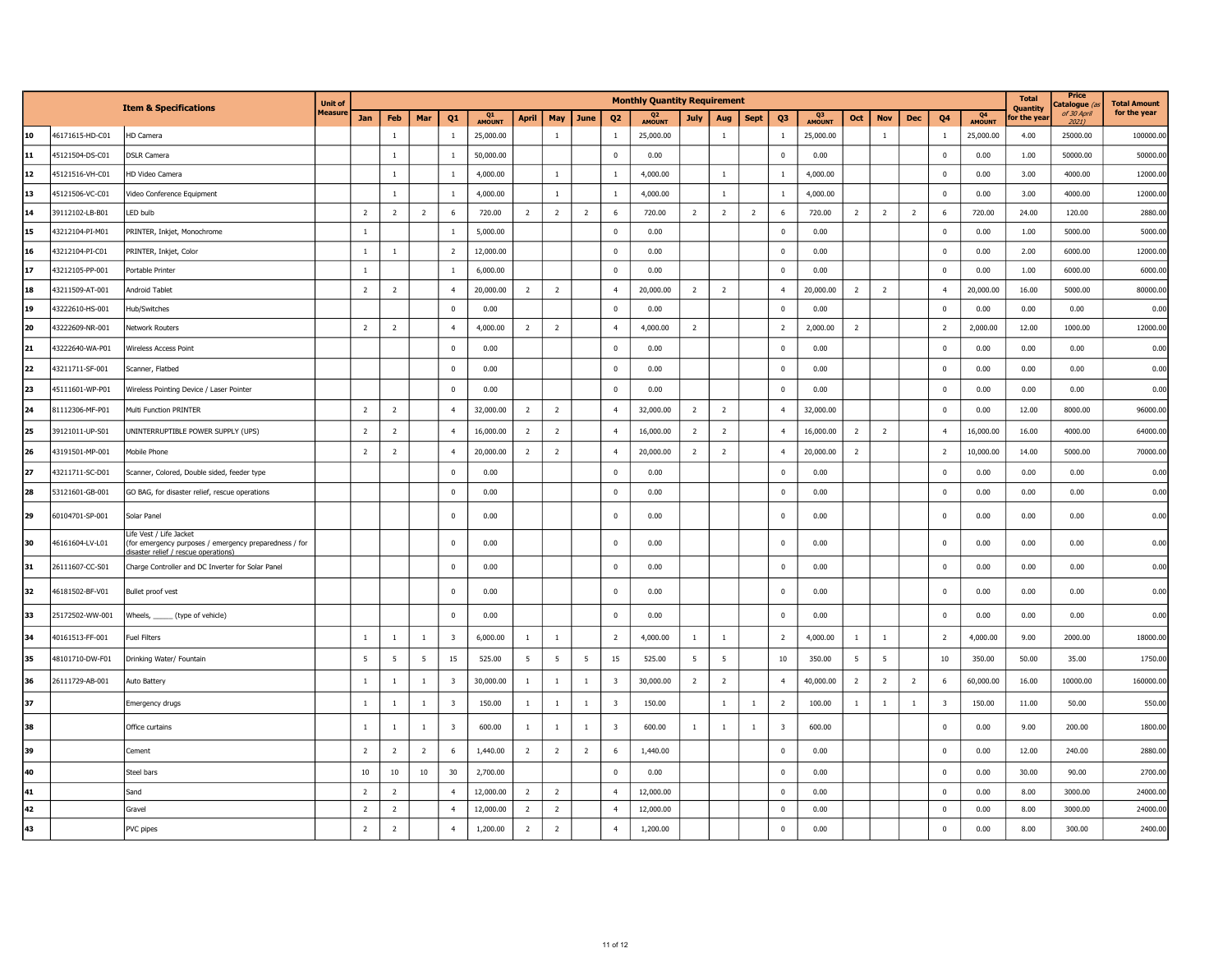| | | Item & Specifications | Unit of Measure | Monthly Quantity Requirement | | | | | | | | | | | | | | | | | | | | Total Quantity for the year | Price Catalogue (as of 30 April 2021) | Total Amount for the year |
|---|---|---|---|---|---|---|---|---|---|---|---|---|---|---|---|---|---|---|---|---|---|---|---|---|---|---|
| | | | | Jan | Feb | Mar | Q1 | Q1 AMOUNT | April | May | June | Q2 | Q2 AMOUNT | July | Aug | Sept | Q3 | Q3 AMOUNT | Oct | Nov | Dec | Q4 | Q4 AMOUNT | | | |
| 10 | 46171615-HD-C01 | HD Camera | | | 1 | | 1 | 25,000.00 | | 1 | | 1 | 25,000.00 | | 1 | | 1 | 25,000.00 | | 1 | | 1 | 25,000.00 | 4.00 | 25000.00 | 100000.00 |
| 11 | 45121504-DS-C01 | DSLR Camera | | | 1 | | 1 | 50,000.00 | | | | 0 | 0.00 | | | | 0 | 0.00 | | | | 0 | 0.00 | 1.00 | 50000.00 | 50000.00 |
| 12 | 45121516-VH-C01 | HD Video Camera | | | 1 | | 1 | 4,000.00 | | 1 | | 1 | 4,000.00 | | 1 | | 1 | 4,000.00 | | | | 0 | 0.00 | 3.00 | 4000.00 | 12000.00 |
| 13 | 45121506-VC-C01 | Video Conference Equipment | | | 1 | | 1 | 4,000.00 | | 1 | | 1 | 4,000.00 | | 1 | | 1 | 4,000.00 | | | | 0 | 0.00 | 3.00 | 4000.00 | 12000.00 |
| 14 | 39112102-LB-B01 | LED bulb | | 2 | 2 | 2 | 6 | 720.00 | 2 | 2 | 2 | 6 | 720.00 | 2 | 2 | 2 | 6 | 720.00 | 2 | 2 | 2 | 6 | 720.00 | 24.00 | 120.00 | 2880.00 |
| 15 | 43212104-PI-M01 | PRINTER, Inkjet, Monochrome | | 1 | | | 1 | 5,000.00 | | | | 0 | 0.00 | | | | 0 | 0.00 | | | | 0 | 0.00 | 1.00 | 5000.00 | 5000.00 |
| 16 | 43212104-PI-C01 | PRINTER, Inkjet, Color | | 1 | 1 | | 2 | 12,000.00 | | | | 0 | 0.00 | | | | 0 | 0.00 | | | | 0 | 0.00 | 2.00 | 6000.00 | 12000.00 |
| 17 | 43212105-PP-001 | Portable Printer | | 1 | | | 1 | 6,000.00 | | | | 0 | 0.00 | | | | 0 | 0.00 | | | | 0 | 0.00 | 1.00 | 6000.00 | 6000.00 |
| 18 | 43211509-AT-001 | Android Tablet | | 2 | 2 | | 4 | 20,000.00 | 2 | 2 | | 4 | 20,000.00 | 2 | 2 | | 4 | 20,000.00 | 2 | 2 | | 4 | 20,000.00 | 16.00 | 5000.00 | 80000.00 |
| 19 | 43222610-HS-001 | Hub/Switches | | | | | 0 | 0.00 | | | | 0 | 0.00 | | | | 0 | 0.00 | | | | 0 | 0.00 | 0.00 | 0.00 | 0.00 |
| 20 | 43222609-NR-001 | Network Routers | | 2 | 2 | | 4 | 4,000.00 | 2 | 2 | | 4 | 4,000.00 | 2 | | | 2 | 2,000.00 | 2 | | | 2 | 2,000.00 | 12.00 | 1000.00 | 12000.00 |
| 21 | 43222640-WA-P01 | Wireless Access Point | | | | | 0 | 0.00 | | | | 0 | 0.00 | | | | 0 | 0.00 | | | | 0 | 0.00 | 0.00 | 0.00 | 0.00 |
| 22 | 43211711-SF-001 | Scanner, Flatbed | | | | | 0 | 0.00 | | | | 0 | 0.00 | | | | 0 | 0.00 | | | | 0 | 0.00 | 0.00 | 0.00 | 0.00 |
| 23 | 45111601-WP-P01 | Wireless Pointing Device / Laser Pointer | | | | | 0 | 0.00 | | | | 0 | 0.00 | | | | 0 | 0.00 | | | | 0 | 0.00 | 0.00 | 0.00 | 0.00 |
| 24 | 81112306-MF-P01 | Multi Function PRINTER | | 2 | 2 | | 4 | 32,000.00 | 2 | 2 | | 4 | 32,000.00 | 2 | 2 | | 4 | 32,000.00 | | | | 0 | 0.00 | 12.00 | 8000.00 | 96000.00 |
| 25 | 39121011-UP-S01 | UNINTERRUPTIBLE POWER SUPPLY (UPS) | | 2 | 2 | | 4 | 16,000.00 | 2 | 2 | | 4 | 16,000.00 | 2 | 2 | | 4 | 16,000.00 | 2 | 2 | | 4 | 16,000.00 | 16.00 | 4000.00 | 64000.00 |
| 26 | 43191501-MP-001 | Mobile Phone | | 2 | 2 | | 4 | 20,000.00 | 2 | 2 | | 4 | 20,000.00 | 2 | 2 | | 4 | 20,000.00 | 2 | | | 2 | 10,000.00 | 14.00 | 5000.00 | 70000.00 |
| 27 | 43211711-SC-D01 | Scanner, Colored, Double sided, feeder type | | | | | 0 | 0.00 | | | | 0 | 0.00 | | | | 0 | 0.00 | | | | 0 | 0.00 | 0.00 | 0.00 | 0.00 |
| 28 | 53121601-GB-001 | GO BAG, for disaster relief, rescue operations | | | | | 0 | 0.00 | | | | 0 | 0.00 | | | | 0 | 0.00 | | | | 0 | 0.00 | 0.00 | 0.00 | 0.00 |
| 29 | 60104701-SP-001 | Solar Panel | | | | | 0 | 0.00 | | | | 0 | 0.00 | | | | 0 | 0.00 | | | | 0 | 0.00 | 0.00 | 0.00 | 0.00 |
| 30 | 46161604-LV-L01 | Life Vest / Life Jacket (for emergency purposes / emergency preparedness / for disaster relief / rescue operations) | | | | | 0 | 0.00 | | | | 0 | 0.00 | | | | 0 | 0.00 | | | | 0 | 0.00 | 0.00 | 0.00 | 0.00 |
| 31 | 26111607-CC-S01 | Charge Controller and DC Inverter for Solar Panel | | | | | 0 | 0.00 | | | | 0 | 0.00 | | | | 0 | 0.00 | | | | 0 | 0.00 | 0.00 | 0.00 | 0.00 |
| 32 | 46181502-BF-V01 | Bullet proof vest | | | | | 0 | 0.00 | | | | 0 | 0.00 | | | | 0 | 0.00 | | | | 0 | 0.00 | 0.00 | 0.00 | 0.00 |
| 33 | 25172502-WW-001 | Wheels, _____ (type of vehicle) | | | | | 0 | 0.00 | | | | 0 | 0.00 | | | | 0 | 0.00 | | | | 0 | 0.00 | 0.00 | 0.00 | 0.00 |
| 34 | 40161513-FF-001 | Fuel Filters | | 1 | 1 | 1 | 3 | 6,000.00 | 1 | 1 | | 2 | 4,000.00 | 1 | 1 | | 2 | 4,000.00 | 1 | 1 | | 2 | 4,000.00 | 9.00 | 2000.00 | 18000.00 |
| 35 | 48101710-DW-F01 | Drinking Water/ Fountain | | 5 | 5 | 5 | 15 | 525.00 | 5 | 5 | 5 | 15 | 525.00 | 5 | 5 | | 10 | 350.00 | 5 | 5 | | 10 | 350.00 | 50.00 | 35.00 | 1750.00 |
| 36 | 26111729-AB-001 | Auto Battery | | 1 | 1 | 1 | 3 | 30,000.00 | 1 | 1 | 1 | 3 | 30,000.00 | 2 | 2 | | 4 | 40,000.00 | 2 | 2 | 2 | 6 | 60,000.00 | 16.00 | 10000.00 | 160000.00 |
| 37 | | Emergency drugs | | 1 | 1 | 1 | 3 | 150.00 | 1 | 1 | 1 | 3 | 150.00 | | 1 | 1 | 2 | 100.00 | 1 | 1 | 1 | 3 | 150.00 | 11.00 | 50.00 | 550.00 |
| 38 | | Office curtains | | 1 | 1 | 1 | 3 | 600.00 | 1 | 1 | 1 | 3 | 600.00 | 1 | 1 | 1 | 3 | 600.00 | | | | 0 | 0.00 | 9.00 | 200.00 | 1800.00 |
| 39 | | Cement | | 2 | 2 | 2 | 6 | 1,440.00 | 2 | 2 | 2 | 6 | 1,440.00 | | | | 0 | 0.00 | | | | 0 | 0.00 | 12.00 | 240.00 | 2880.00 |
| 40 | | Steel bars | | 10 | 10 | 10 | 30 | 2,700.00 | | | | 0 | 0.00 | | | | 0 | 0.00 | | | | 0 | 0.00 | 30.00 | 90.00 | 2700.00 |
| 41 | | Sand | | 2 | 2 | | 4 | 12,000.00 | 2 | 2 | | 4 | 12,000.00 | | | | 0 | 0.00 | | | | 0 | 0.00 | 8.00 | 3000.00 | 24000.00 |
| 42 | | Gravel | | 2 | 2 | | 4 | 12,000.00 | 2 | 2 | | 4 | 12,000.00 | | | | 0 | 0.00 | | | | 0 | 0.00 | 8.00 | 3000.00 | 24000.00 |
| 43 | | PVC pipes | | 2 | 2 | | 4 | 1,200.00 | 2 | 2 | | 4 | 1,200.00 | | | | 0 | 0.00 | | | | 0 | 0.00 | 8.00 | 300.00 | 2400.00 |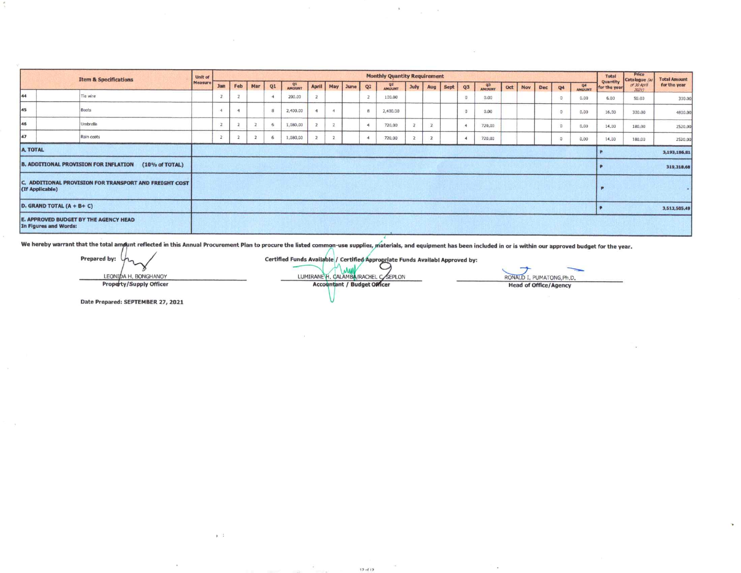| Item & Specifications | | | Unit of Measure | Monthly Quantity Requirement | | | | | | | | | | | | | | | | | | | | Total Quantity for the year | Price Catalogue (as of 30 April 2021) | Total Amount for the year |
|---|---|---|---|---|---|---|---|---|---|---|---|---|---|---|---|---|---|---|---|---|---|---|---|---|---|---|
| | | | | Jan | Feb | Mar | Q1 | Q1 AMOUNT | April | May | June | Q2 | Q2 AMOUNT | July | Aug | Sept | Q3 | Q3 AMOUNT | Oct | Nov | Dec | Q4 | Q4 AMOUNT | | | |
| 44 | | Tie wire | | 2 | 2 | | 4 | 200.00 | 2 | | | 2 | 100.00 | | | | 0 | 0.00 | | | | 0 | 0.00 | 6.00 | 50.00 | 300.00 |
| 45 | | Boots | | 4 | 4 | | 8 | 2,400.00 | 4 | 4 | | 8 | 2,400.00 | | | | 0 | 0.00 | | | | 0 | 0.00 | 16.00 | 300.00 | 4800.00 |
| 46 | | Umbrella | | 2 | 2 | 2 | 6 | 1,080.00 | 2 | 2 | | 4 | 720.00 | 2 | 2 | | 4 | 720.00 | | | | 0 | 0.00 | 14.00 | 180.00 | 2520.00 |
| 47 | | Rain coats | | 2 | 2 | 2 | 6 | 1,080.00 | 2 | 2 | | 4 | 720.00 | 2 | 2 | | 4 | 720.00 | | | | 0 | 0.00 | 14.00 | 180.00 | 2520.00 |
| A. TOTAL | | | | | | | | | | | | | | | | | | | | | | | | P | | 3,193,186.81 |
| B. ADDITIONAL PROVISION FOR INFLATION (10% of TOTAL) | | | | | | | | | | | | | | | | | | | | | | | | P | | 319,318.68 |
| C. ADDITIONAL PROVISION FOR TRANSPORT AND FREIGHT COST (If Applicable) | | | | | | | | | | | | | | | | | | | | | | | | P | | - |
| D. GRAND TOTAL (A + B+ C) | | | | | | | | | | | | | | | | | | | | | | | | P | | 3,512,505.49 |
| E. APPROVED BUDGET BY THE AGENCY HEAD In Figures and Words: | | | | | | | | | | | | | | | | | | | | | | | | | | |

**We hereby warrant that the total amount reflected in this Annual Procurement Plan to procure the listed common-use supplies, materials, and equipment has been included in or is within our approved budget for the year.**

**Prepared by:**

LEONIDA H. BONGHANOY
**Property/Supply Officer**

**Certified Funds Available / Certified Appropriate Funds Availabl Approved by:**

LUMIRANE H. CALAMBA/RACHEL C. SEPLON
**Accountant / Budget Officer**

RONALD I. PUMATONG,Ph.D.
**Head of Office/Agency**

**Date Prepared: SEPTEMBER 27, 2021**